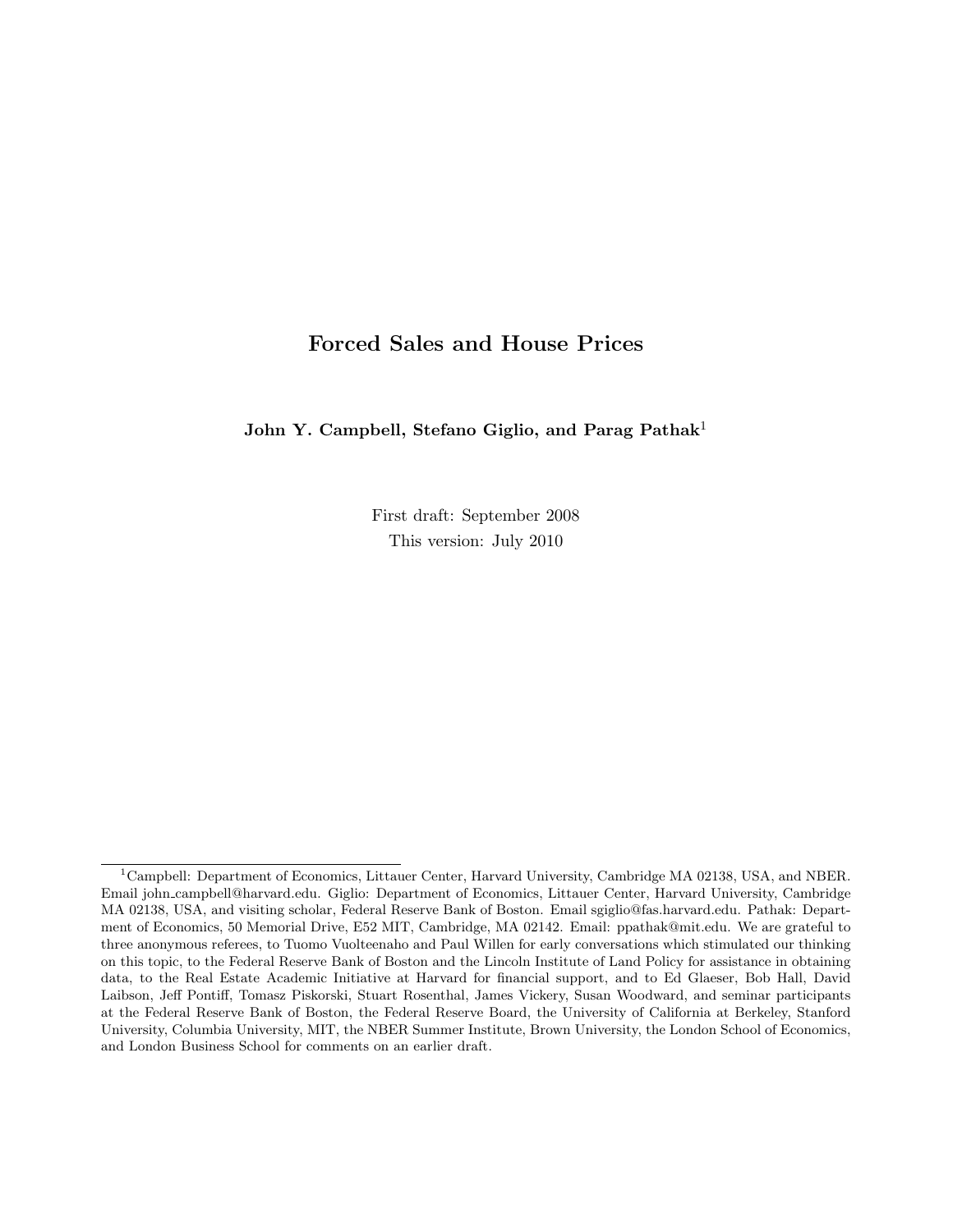# Forced Sales and House Prices

**John Y. Campbell, Stefano Giglio, and Parag Pathak**[1]

First draft: September 2008
This version: July 2010

[1] Campbell: Department of Economics, Littauer Center, Harvard University, Cambridge MA 02138, USA, and NBER. Email john_campbell@harvard.edu. Giglio: Department of Economics, Littauer Center, Harvard University, Cambridge MA 02138, USA, and visiting scholar, Federal Reserve Bank of Boston. Email sgiglio@fas.harvard.edu. Pathak: Department of Economics, 50 Memorial Drive, E52 MIT, Cambridge, MA 02142. Email: ppathak@mit.edu. We are grateful to three anonymous referees, to Tuomo Vuolteenaho and Paul Willen for early conversations which stimulated our thinking on this topic, to the Federal Reserve Bank of Boston and the Lincoln Institute of Land Policy for assistance in obtaining data, to the Real Estate Academic Initiative at Harvard for financial support, and to Ed Glaeser, Bob Hall, David Laibson, Jeff Pontiff, Tomasz Piskorski, Stuart Rosenthal, James Vickery, Susan Woodward, and seminar participants at the Federal Reserve Bank of Boston, the Federal Reserve Board, the University of California at Berkeley, Stanford University, Columbia University, MIT, the NBER Summer Institute, Brown University, the London School of Economics, and London Business School for comments on an earlier draft.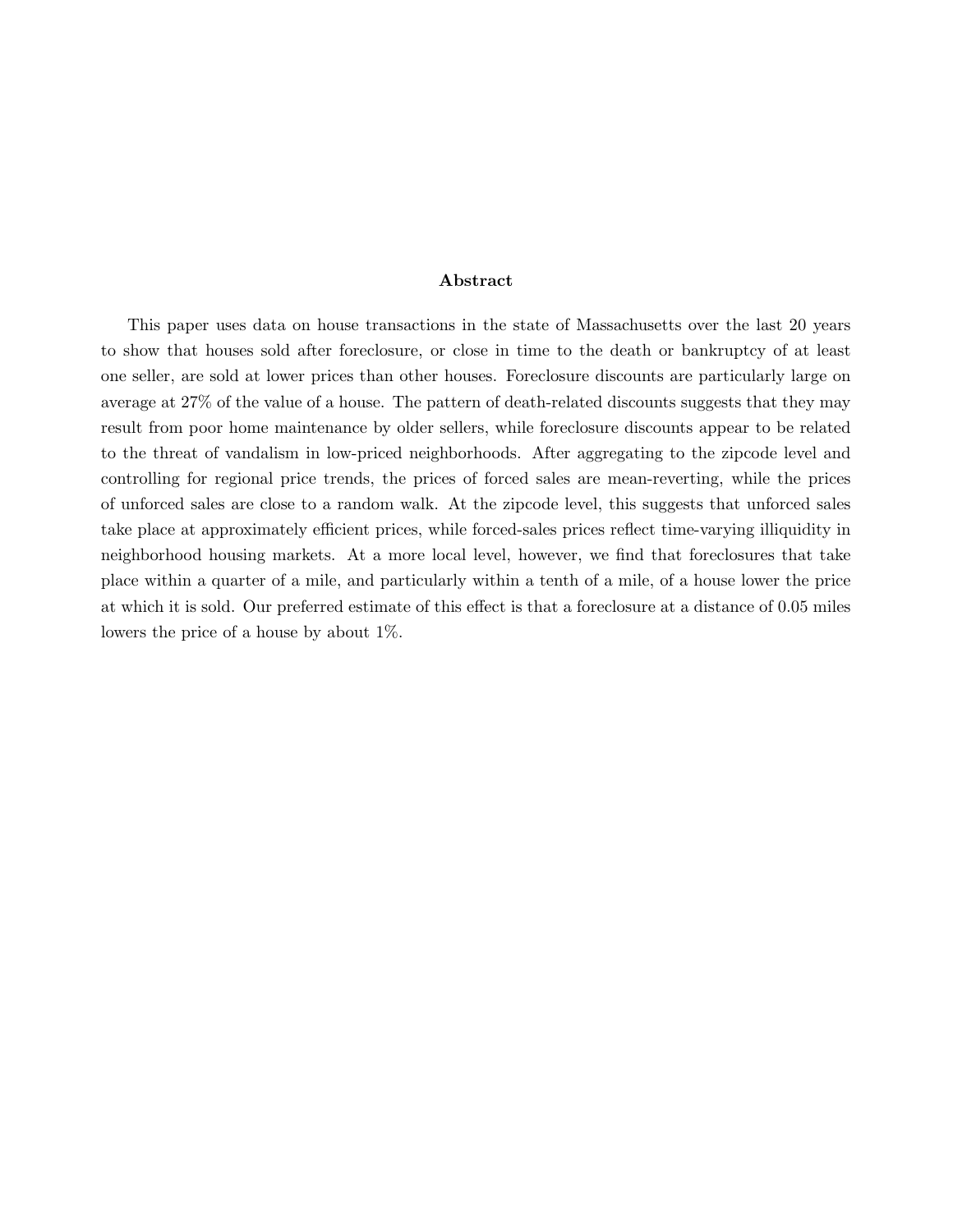### Abstract

This paper uses data on house transactions in the state of Massachusetts over the last 20 years to show that houses sold after foreclosure, or close in time to the death or bankruptcy of at least one seller, are sold at lower prices than other houses. Foreclosure discounts are particularly large on average at 27% of the value of a house. The pattern of death-related discounts suggests that they may result from poor home maintenance by older sellers, while foreclosure discounts appear to be related to the threat of vandalism in low-priced neighborhoods. After aggregating to the zipcode level and controlling for regional price trends, the prices of forced sales are mean-reverting, while the prices of unforced sales are close to a random walk. At the zipcode level, this suggests that unforced sales take place at approximately efficient prices, while forced-sales prices reflect time-varying illiquidity in neighborhood housing markets. At a more local level, however, we find that foreclosures that take place within a quarter of a mile, and particularly within a tenth of a mile, of a house lower the price at which it is sold. Our preferred estimate of this effect is that a foreclosure at a distance of 0.05 miles lowers the price of a house by about 1%.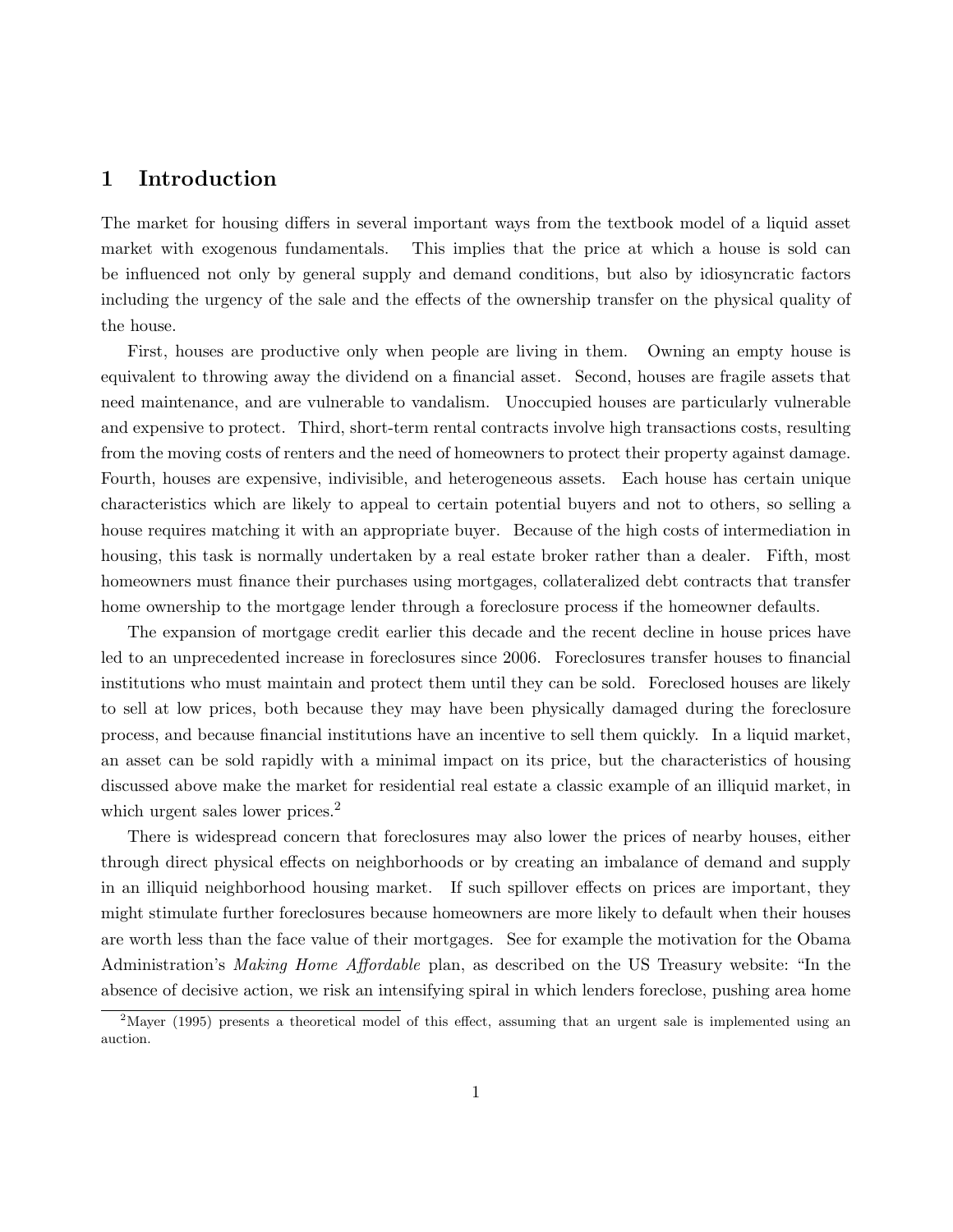# 1 Introduction

The market for housing differs in several important ways from the textbook model of a liquid asset market with exogenous fundamentals. This implies that the price at which a house is sold can be influenced not only by general supply and demand conditions, but also by idiosyncratic factors including the urgency of the sale and the effects of the ownership transfer on the physical quality of the house.

First, houses are productive only when people are living in them. Owning an empty house is equivalent to throwing away the dividend on a financial asset. Second, houses are fragile assets that need maintenance, and are vulnerable to vandalism. Unoccupied houses are particularly vulnerable and expensive to protect. Third, short-term rental contracts involve high transactions costs, resulting from the moving costs of renters and the need of homeowners to protect their property against damage. Fourth, houses are expensive, indivisible, and heterogeneous assets. Each house has certain unique characteristics which are likely to appeal to certain potential buyers and not to others, so selling a house requires matching it with an appropriate buyer. Because of the high costs of intermediation in housing, this task is normally undertaken by a real estate broker rather than a dealer. Fifth, most homeowners must finance their purchases using mortgages, collateralized debt contracts that transfer home ownership to the mortgage lender through a foreclosure process if the homeowner defaults.

The expansion of mortgage credit earlier this decade and the recent decline in house prices have led to an unprecedented increase in foreclosures since 2006. Foreclosures transfer houses to financial institutions who must maintain and protect them until they can be sold. Foreclosed houses are likely to sell at low prices, both because they may have been physically damaged during the foreclosure process, and because financial institutions have an incentive to sell them quickly. In a liquid market, an asset can be sold rapidly with a minimal impact on its price, but the characteristics of housing discussed above make the market for residential real estate a classic example of an illiquid market, in which urgent sales lower prices.[2]

There is widespread concern that foreclosures may also lower the prices of nearby houses, either through direct physical effects on neighborhoods or by creating an imbalance of demand and supply in an illiquid neighborhood housing market. If such spillover effects on prices are important, they might stimulate further foreclosures because homeowners are more likely to default when their houses are worth less than the face value of their mortgages. See for example the motivation for the Obama Administration's *Making Home Affordable* plan, as described on the US Treasury website: "In the absence of decisive action, we risk an intensifying spiral in which lenders foreclose, pushing area home

[2] Mayer (1995) presents a theoretical model of this effect, assuming that an urgent sale is implemented using an auction.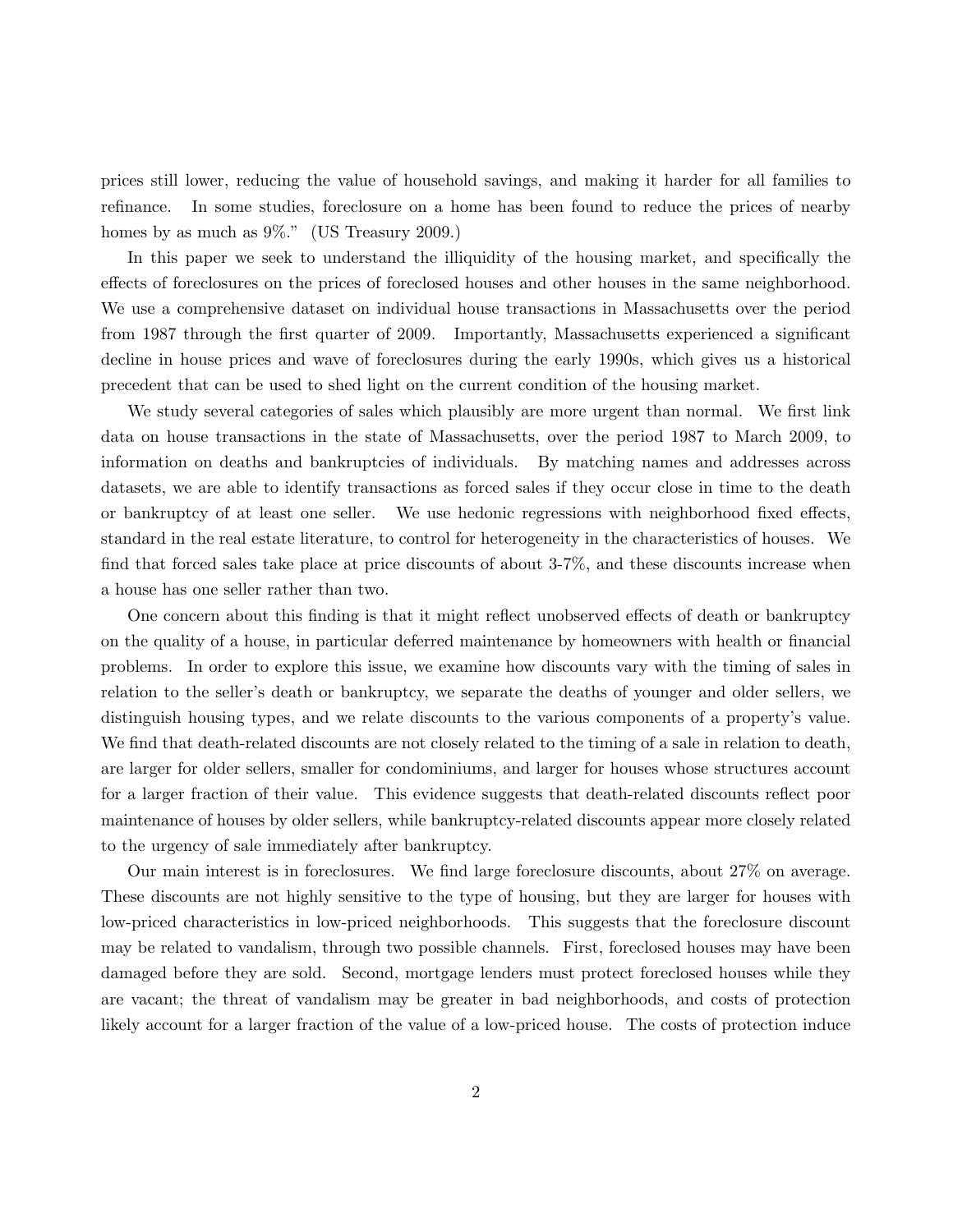prices still lower, reducing the value of household savings, and making it harder for all families to refinance. In some studies, foreclosure on a home has been found to reduce the prices of nearby homes by as much as 9%." (US Treasury 2009.)

In this paper we seek to understand the illiquidity of the housing market, and specifically the effects of foreclosures on the prices of foreclosed houses and other houses in the same neighborhood. We use a comprehensive dataset on individual house transactions in Massachusetts over the period from 1987 through the first quarter of 2009. Importantly, Massachusetts experienced a significant decline in house prices and wave of foreclosures during the early 1990s, which gives us a historical precedent that can be used to shed light on the current condition of the housing market.

We study several categories of sales which plausibly are more urgent than normal. We first link data on house transactions in the state of Massachusetts, over the period 1987 to March 2009, to information on deaths and bankruptcies of individuals. By matching names and addresses across datasets, we are able to identify transactions as forced sales if they occur close in time to the death or bankruptcy of at least one seller. We use hedonic regressions with neighborhood fixed effects, standard in the real estate literature, to control for heterogeneity in the characteristics of houses. We find that forced sales take place at price discounts of about 3-7%, and these discounts increase when a house has one seller rather than two.

One concern about this finding is that it might reflect unobserved effects of death or bankruptcy on the quality of a house, in particular deferred maintenance by homeowners with health or financial problems. In order to explore this issue, we examine how discounts vary with the timing of sales in relation to the seller's death or bankruptcy, we separate the deaths of younger and older sellers, we distinguish housing types, and we relate discounts to the various components of a property's value. We find that death-related discounts are not closely related to the timing of a sale in relation to death, are larger for older sellers, smaller for condominiums, and larger for houses whose structures account for a larger fraction of their value. This evidence suggests that death-related discounts reflect poor maintenance of houses by older sellers, while bankruptcy-related discounts appear more closely related to the urgency of sale immediately after bankruptcy.

Our main interest is in foreclosures. We find large foreclosure discounts, about 27% on average. These discounts are not highly sensitive to the type of housing, but they are larger for houses with low-priced characteristics in low-priced neighborhoods. This suggests that the foreclosure discount may be related to vandalism, through two possible channels. First, foreclosed houses may have been damaged before they are sold. Second, mortgage lenders must protect foreclosed houses while they are vacant; the threat of vandalism may be greater in bad neighborhoods, and costs of protection likely account for a larger fraction of the value of a low-priced house. The costs of protection induce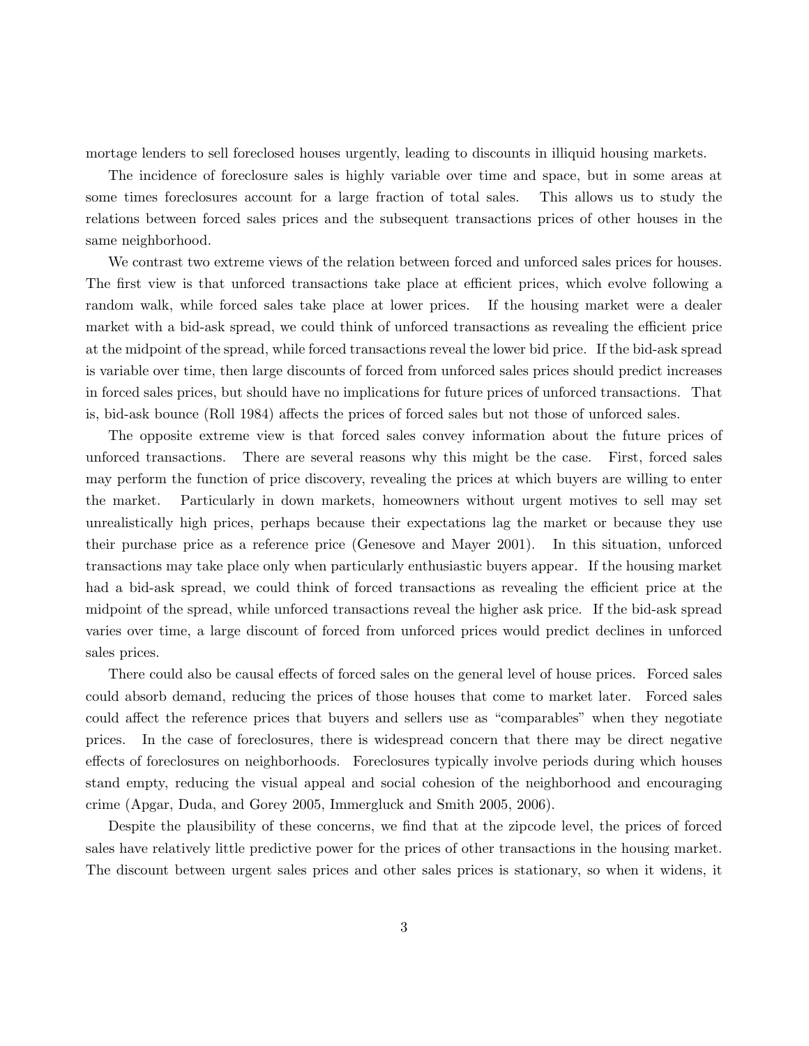mortage lenders to sell foreclosed houses urgently, leading to discounts in illiquid housing markets.

The incidence of foreclosure sales is highly variable over time and space, but in some areas at some times foreclosures account for a large fraction of total sales. This allows us to study the relations between forced sales prices and the subsequent transactions prices of other houses in the same neighborhood.

We contrast two extreme views of the relation between forced and unforced sales prices for houses. The first view is that unforced transactions take place at efficient prices, which evolve following a random walk, while forced sales take place at lower prices. If the housing market were a dealer market with a bid-ask spread, we could think of unforced transactions as revealing the efficient price at the midpoint of the spread, while forced transactions reveal the lower bid price. If the bid-ask spread is variable over time, then large discounts of forced from unforced sales prices should predict increases in forced sales prices, but should have no implications for future prices of unforced transactions. That is, bid-ask bounce (Roll 1984) affects the prices of forced sales but not those of unforced sales.

The opposite extreme view is that forced sales convey information about the future prices of unforced transactions. There are several reasons why this might be the case. First, forced sales may perform the function of price discovery, revealing the prices at which buyers are willing to enter the market. Particularly in down markets, homeowners without urgent motives to sell may set unrealistically high prices, perhaps because their expectations lag the market or because they use their purchase price as a reference price (Genesove and Mayer 2001). In this situation, unforced transactions may take place only when particularly enthusiastic buyers appear. If the housing market had a bid-ask spread, we could think of forced transactions as revealing the efficient price at the midpoint of the spread, while unforced transactions reveal the higher ask price. If the bid-ask spread varies over time, a large discount of forced from unforced prices would predict declines in unforced sales prices.

There could also be causal effects of forced sales on the general level of house prices. Forced sales could absorb demand, reducing the prices of those houses that come to market later. Forced sales could affect the reference prices that buyers and sellers use as "comparables" when they negotiate prices. In the case of foreclosures, there is widespread concern that there may be direct negative effects of foreclosures on neighborhoods. Foreclosures typically involve periods during which houses stand empty, reducing the visual appeal and social cohesion of the neighborhood and encouraging crime (Apgar, Duda, and Gorey 2005, Immergluck and Smith 2005, 2006).

Despite the plausibility of these concerns, we find that at the zipcode level, the prices of forced sales have relatively little predictive power for the prices of other transactions in the housing market. The discount between urgent sales prices and other sales prices is stationary, so when it widens, it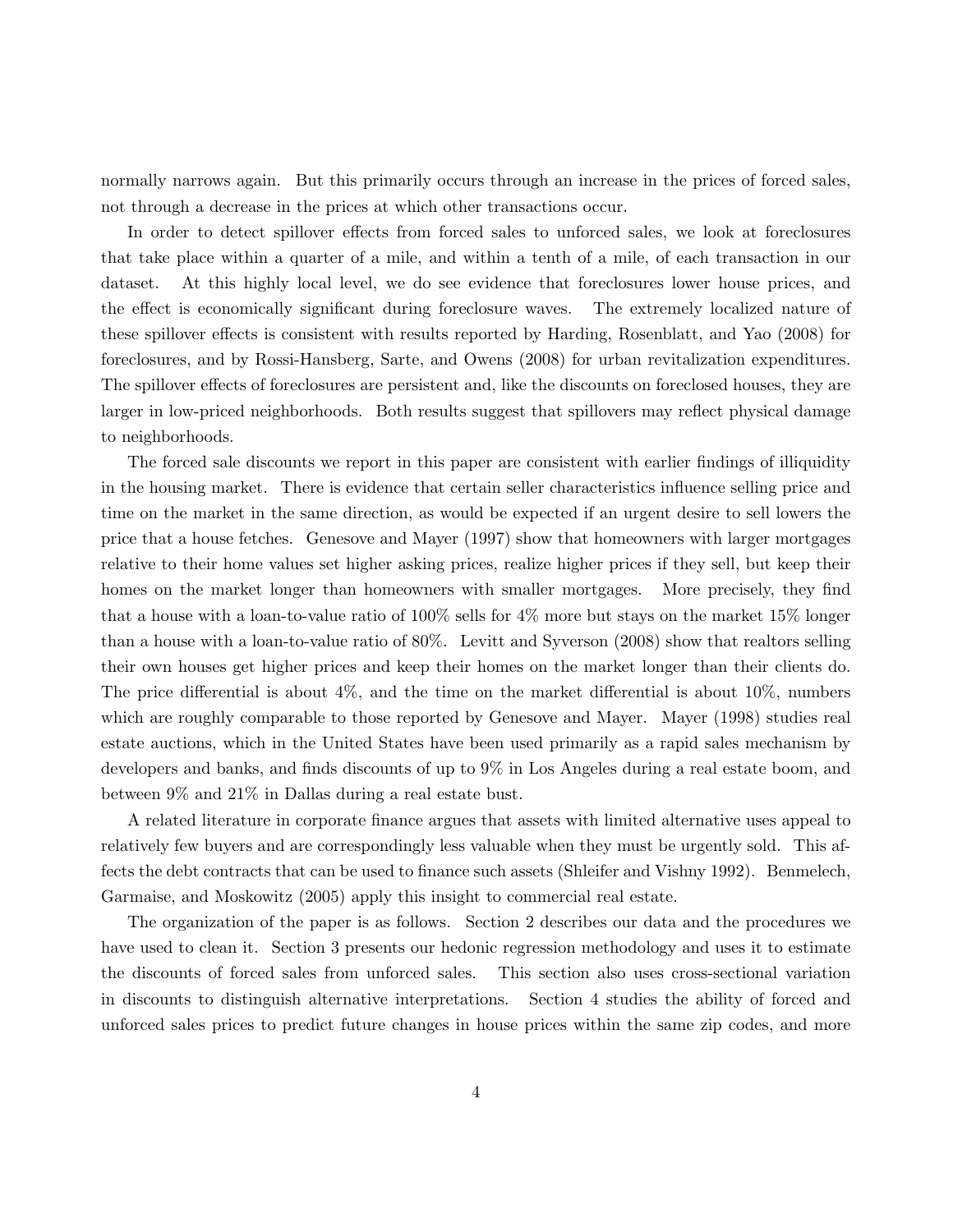normally narrows again. But this primarily occurs through an increase in the prices of forced sales, not through a decrease in the prices at which other transactions occur.

In order to detect spillover effects from forced sales to unforced sales, we look at foreclosures that take place within a quarter of a mile, and within a tenth of a mile, of each transaction in our dataset. At this highly local level, we do see evidence that foreclosures lower house prices, and the effect is economically significant during foreclosure waves. The extremely localized nature of these spillover effects is consistent with results reported by Harding, Rosenblatt, and Yao (2008) for foreclosures, and by Rossi-Hansberg, Sarte, and Owens (2008) for urban revitalization expenditures. The spillover effects of foreclosures are persistent and, like the discounts on foreclosed houses, they are larger in low-priced neighborhoods. Both results suggest that spillovers may reflect physical damage to neighborhoods.

The forced sale discounts we report in this paper are consistent with earlier findings of illiquidity in the housing market. There is evidence that certain seller characteristics influence selling price and time on the market in the same direction, as would be expected if an urgent desire to sell lowers the price that a house fetches. Genesove and Mayer (1997) show that homeowners with larger mortgages relative to their home values set higher asking prices, realize higher prices if they sell, but keep their homes on the market longer than homeowners with smaller mortgages. More precisely, they find that a house with a loan-to-value ratio of 100% sells for 4% more but stays on the market 15% longer than a house with a loan-to-value ratio of 80%. Levitt and Syverson (2008) show that realtors selling their own houses get higher prices and keep their homes on the market longer than their clients do. The price differential is about 4%, and the time on the market differential is about 10%, numbers which are roughly comparable to those reported by Genesove and Mayer. Mayer (1998) studies real estate auctions, which in the United States have been used primarily as a rapid sales mechanism by developers and banks, and finds discounts of up to 9% in Los Angeles during a real estate boom, and between 9% and 21% in Dallas during a real estate bust.

A related literature in corporate finance argues that assets with limited alternative uses appeal to relatively few buyers and are correspondingly less valuable when they must be urgently sold. This affects the debt contracts that can be used to finance such assets (Shleifer and Vishny 1992). Benmelech, Garmaise, and Moskowitz (2005) apply this insight to commercial real estate.

The organization of the paper is as follows. Section 2 describes our data and the procedures we have used to clean it. Section 3 presents our hedonic regression methodology and uses it to estimate the discounts of forced sales from unforced sales. This section also uses cross-sectional variation in discounts to distinguish alternative interpretations. Section 4 studies the ability of forced and unforced sales prices to predict future changes in house prices within the same zip codes, and more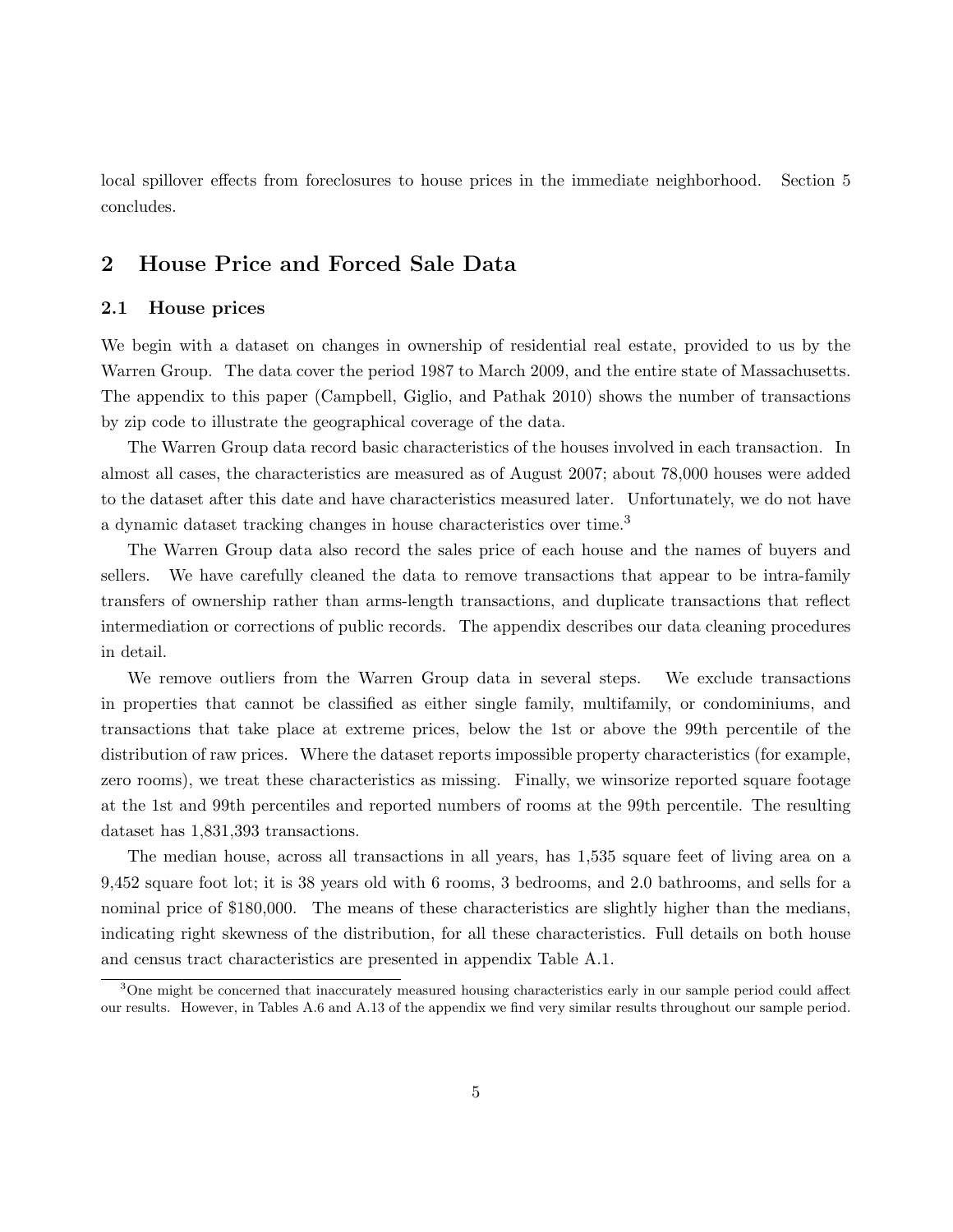local spillover effects from foreclosures to house prices in the immediate neighborhood. Section 5 concludes.

## 2 House Price and Forced Sale Data

### 2.1 House prices

We begin with a dataset on changes in ownership of residential real estate, provided to us by the Warren Group. The data cover the period 1987 to March 2009, and the entire state of Massachusetts. The appendix to this paper (Campbell, Giglio, and Pathak 2010) shows the number of transactions by zip code to illustrate the geographical coverage of the data.

The Warren Group data record basic characteristics of the houses involved in each transaction. In almost all cases, the characteristics are measured as of August 2007; about 78,000 houses were added to the dataset after this date and have characteristics measured later. Unfortunately, we do not have a dynamic dataset tracking changes in house characteristics over time.[3]

The Warren Group data also record the sales price of each house and the names of buyers and sellers. We have carefully cleaned the data to remove transactions that appear to be intra-family transfers of ownership rather than arms-length transactions, and duplicate transactions that reflect intermediation or corrections of public records. The appendix describes our data cleaning procedures in detail.

We remove outliers from the Warren Group data in several steps. We exclude transactions in properties that cannot be classified as either single family, multifamily, or condominiums, and transactions that take place at extreme prices, below the 1st or above the 99th percentile of the distribution of raw prices. Where the dataset reports impossible property characteristics (for example, zero rooms), we treat these characteristics as missing. Finally, we winsorize reported square footage at the 1st and 99th percentiles and reported numbers of rooms at the 99th percentile. The resulting dataset has 1,831,393 transactions.

The median house, across all transactions in all years, has 1,535 square feet of living area on a 9,452 square foot lot; it is 38 years old with 6 rooms, 3 bedrooms, and 2.0 bathrooms, and sells for a nominal price of $180,000. The means of these characteristics are slightly higher than the medians, indicating right skewness of the distribution, for all these characteristics. Full details on both house and census tract characteristics are presented in appendix Table A.1.

[3] One might be concerned that inaccurately measured housing characteristics early in our sample period could affect our results. However, in Tables A.6 and A.13 of the appendix we find very similar results throughout our sample period.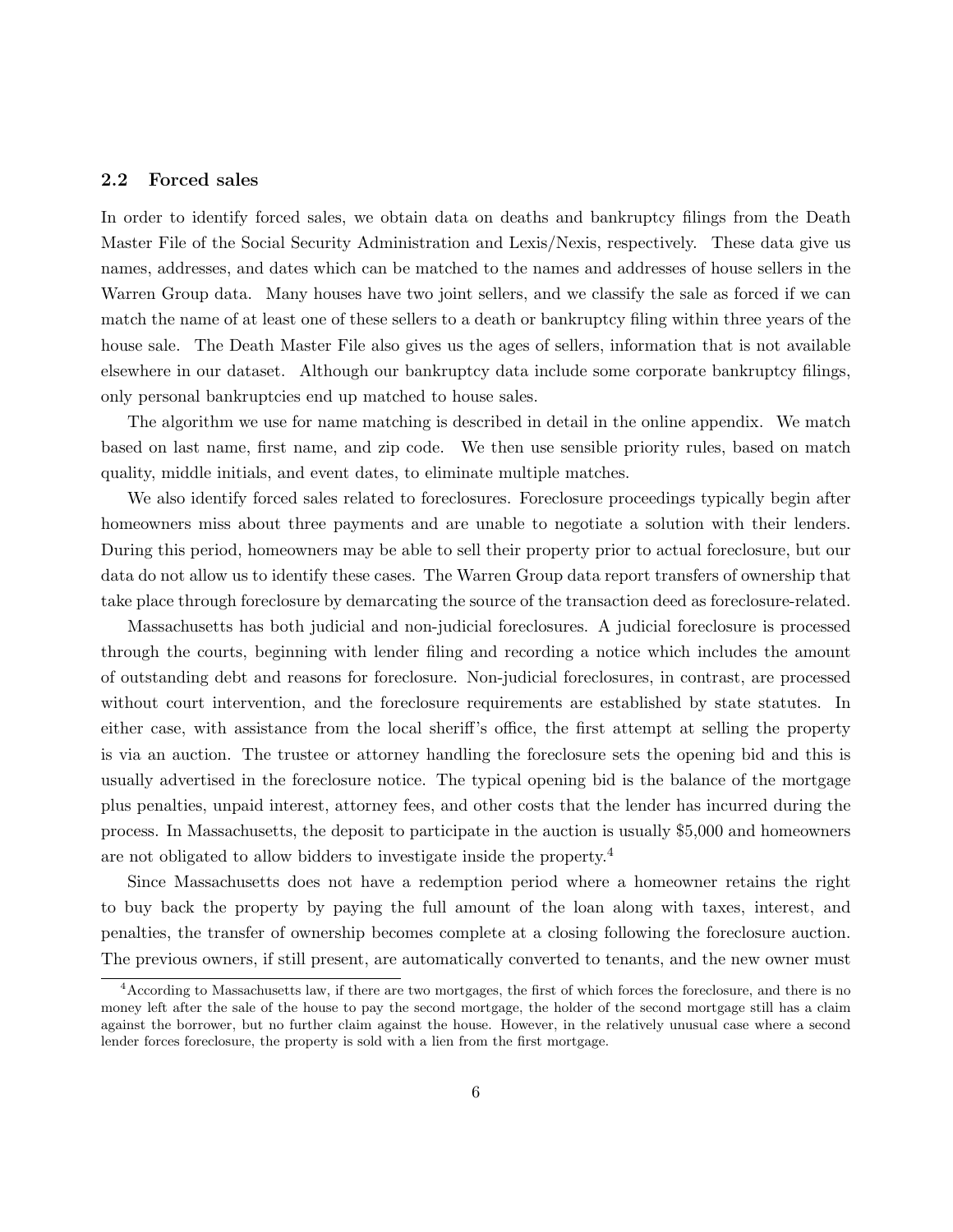### 2.2 Forced sales

In order to identify forced sales, we obtain data on deaths and bankruptcy filings from the Death Master File of the Social Security Administration and Lexis/Nexis, respectively. These data give us names, addresses, and dates which can be matched to the names and addresses of house sellers in the Warren Group data. Many houses have two joint sellers, and we classify the sale as forced if we can match the name of at least one of these sellers to a death or bankruptcy filing within three years of the house sale. The Death Master File also gives us the ages of sellers, information that is not available elsewhere in our dataset. Although our bankruptcy data include some corporate bankruptcy filings, only personal bankruptcies end up matched to house sales.

The algorithm we use for name matching is described in detail in the online appendix. We match based on last name, first name, and zip code. We then use sensible priority rules, based on match quality, middle initials, and event dates, to eliminate multiple matches.

We also identify forced sales related to foreclosures. Foreclosure proceedings typically begin after homeowners miss about three payments and are unable to negotiate a solution with their lenders. During this period, homeowners may be able to sell their property prior to actual foreclosure, but our data do not allow us to identify these cases. The Warren Group data report transfers of ownership that take place through foreclosure by demarcating the source of the transaction deed as foreclosure-related.

Massachusetts has both judicial and non-judicial foreclosures. A judicial foreclosure is processed through the courts, beginning with lender filing and recording a notice which includes the amount of outstanding debt and reasons for foreclosure. Non-judicial foreclosures, in contrast, are processed without court intervention, and the foreclosure requirements are established by state statutes. In either case, with assistance from the local sheriff's office, the first attempt at selling the property is via an auction. The trustee or attorney handling the foreclosure sets the opening bid and this is usually advertised in the foreclosure notice. The typical opening bid is the balance of the mortgage plus penalties, unpaid interest, attorney fees, and other costs that the lender has incurred during the process. In Massachusetts, the deposit to participate in the auction is usually $5,000 and homeowners are not obligated to allow bidders to investigate inside the property.[4]

Since Massachusetts does not have a redemption period where a homeowner retains the right to buy back the property by paying the full amount of the loan along with taxes, interest, and penalties, the transfer of ownership becomes complete at a closing following the foreclosure auction. The previous owners, if still present, are automatically converted to tenants, and the new owner must

[4] According to Massachusetts law, if there are two mortgages, the first of which forces the foreclosure, and there is no money left after the sale of the house to pay the second mortgage, the holder of the second mortgage still has a claim against the borrower, but no further claim against the house. However, in the relatively unusual case where a second lender forces foreclosure, the property is sold with a lien from the first mortgage.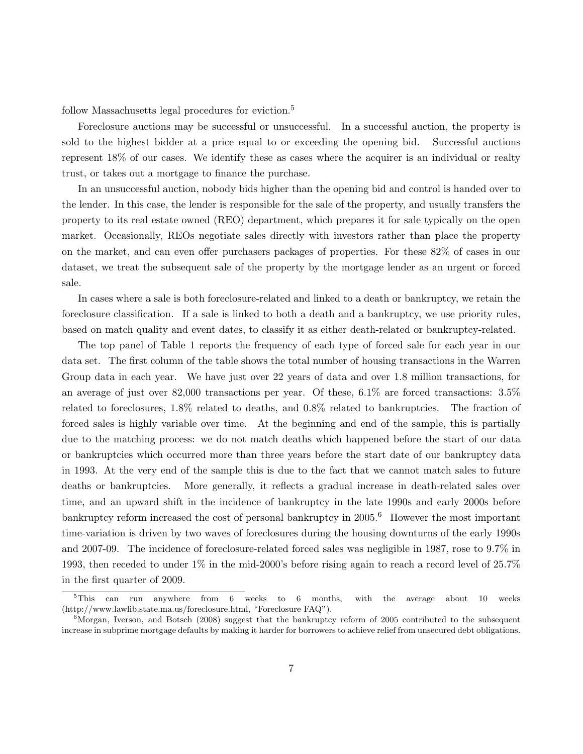follow Massachusetts legal procedures for eviction.[5]

Foreclosure auctions may be successful or unsuccessful. In a successful auction, the property is sold to the highest bidder at a price equal to or exceeding the opening bid. Successful auctions represent 18% of our cases. We identify these as cases where the acquirer is an individual or realty trust, or takes out a mortgage to finance the purchase.

In an unsuccessful auction, nobody bids higher than the opening bid and control is handed over to the lender. In this case, the lender is responsible for the sale of the property, and usually transfers the property to its real estate owned (REO) department, which prepares it for sale typically on the open market. Occasionally, REOs negotiate sales directly with investors rather than place the property on the market, and can even offer purchasers packages of properties. For these 82% of cases in our dataset, we treat the subsequent sale of the property by the mortgage lender as an urgent or forced sale.

In cases where a sale is both foreclosure-related and linked to a death or bankruptcy, we retain the foreclosure classification. If a sale is linked to both a death and a bankruptcy, we use priority rules, based on match quality and event dates, to classify it as either death-related or bankruptcy-related.

The top panel of Table 1 reports the frequency of each type of forced sale for each year in our data set. The first column of the table shows the total number of housing transactions in the Warren Group data in each year. We have just over 22 years of data and over 1.8 million transactions, for an average of just over 82,000 transactions per year. Of these, 6.1% are forced transactions: 3.5% related to foreclosures, 1.8% related to deaths, and 0.8% related to bankruptcies. The fraction of forced sales is highly variable over time. At the beginning and end of the sample, this is partially due to the matching process: we do not match deaths which happened before the start of our data or bankruptcies which occurred more than three years before the start date of our bankruptcy data in 1993. At the very end of the sample this is due to the fact that we cannot match sales to future deaths or bankruptcies. More generally, it reflects a gradual increase in death-related sales over time, and an upward shift in the incidence of bankruptcy in the late 1990s and early 2000s before bankruptcy reform increased the cost of personal bankruptcy in 2005.[6] However the most important time-variation is driven by two waves of foreclosures during the housing downturns of the early 1990s and 2007-09. The incidence of foreclosure-related forced sales was negligible in 1987, rose to 9.7% in 1993, then receded to under 1% in the mid-2000's before rising again to reach a record level of 25.7% in the first quarter of 2009.

[5] This can run anywhere from 6 weeks to 6 months, with the average about 10 weeks (http://www.lawlib.state.ma.us/foreclosure.html, "Foreclosure FAQ").

[6] Morgan, Iverson, and Botsch (2008) suggest that the bankruptcy reform of 2005 contributed to the subsequent increase in subprime mortgage defaults by making it harder for borrowers to achieve relief from unsecured debt obligations.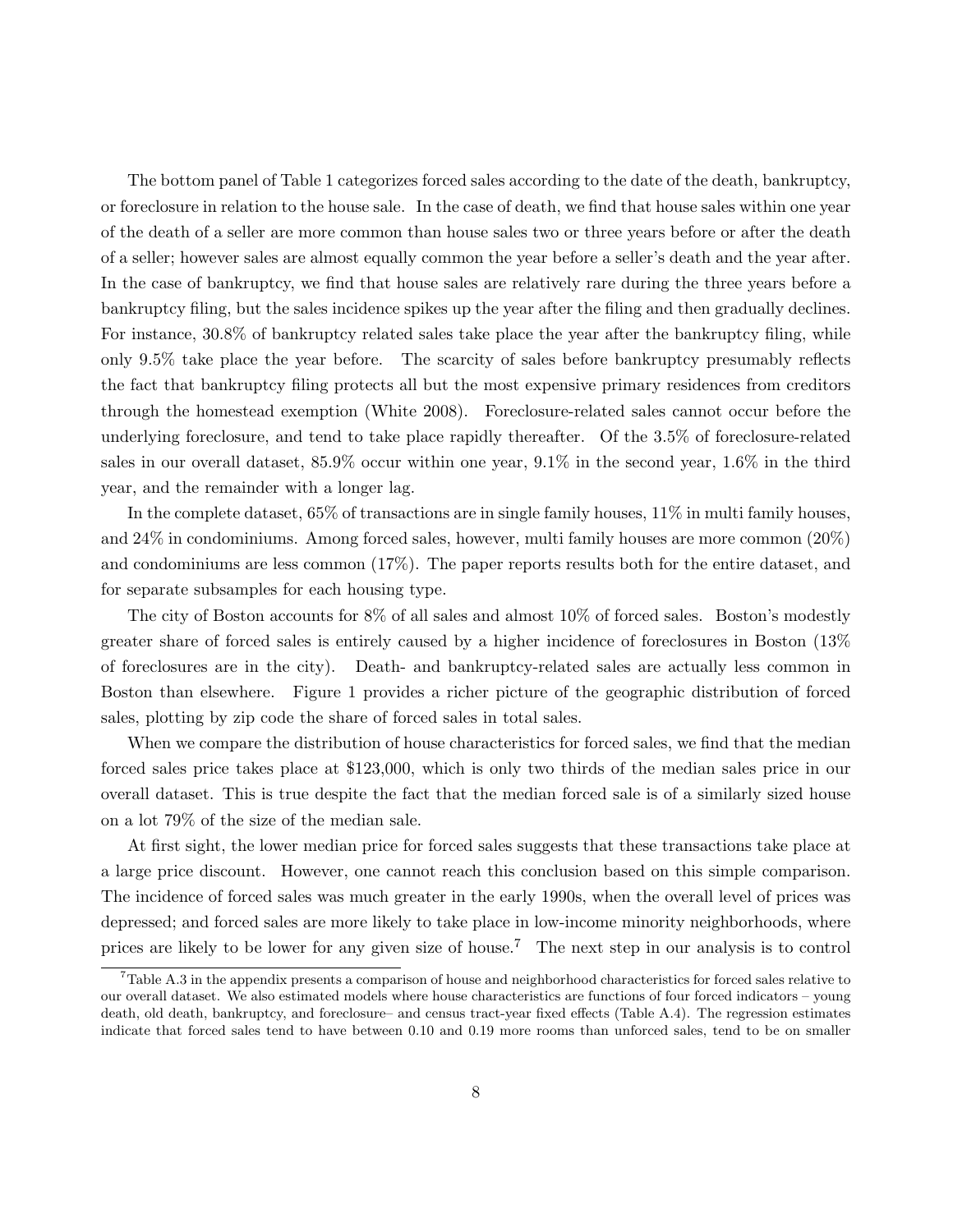The bottom panel of Table 1 categorizes forced sales according to the date of the death, bankruptcy, or foreclosure in relation to the house sale. In the case of death, we find that house sales within one year of the death of a seller are more common than house sales two or three years before or after the death of a seller; however sales are almost equally common the year before a seller's death and the year after. In the case of bankruptcy, we find that house sales are relatively rare during the three years before a bankruptcy filing, but the sales incidence spikes up the year after the filing and then gradually declines. For instance, 30.8% of bankruptcy related sales take place the year after the bankruptcy filing, while only 9.5% take place the year before. The scarcity of sales before bankruptcy presumably reflects the fact that bankruptcy filing protects all but the most expensive primary residences from creditors through the homestead exemption (White 2008). Foreclosure-related sales cannot occur before the underlying foreclosure, and tend to take place rapidly thereafter. Of the 3.5% of foreclosure-related sales in our overall dataset, 85.9% occur within one year, 9.1% in the second year, 1.6% in the third year, and the remainder with a longer lag.

In the complete dataset, 65% of transactions are in single family houses, 11% in multi family houses, and 24% in condominiums. Among forced sales, however, multi family houses are more common (20%) and condominiums are less common (17%). The paper reports results both for the entire dataset, and for separate subsamples for each housing type.

The city of Boston accounts for 8% of all sales and almost 10% of forced sales. Boston's modestly greater share of forced sales is entirely caused by a higher incidence of foreclosures in Boston (13% of foreclosures are in the city). Death- and bankruptcy-related sales are actually less common in Boston than elsewhere. Figure 1 provides a richer picture of the geographic distribution of forced sales, plotting by zip code the share of forced sales in total sales.

When we compare the distribution of house characteristics for forced sales, we find that the median forced sales price takes place at $123,000, which is only two thirds of the median sales price in our overall dataset. This is true despite the fact that the median forced sale is of a similarly sized house on a lot 79% of the size of the median sale.

At first sight, the lower median price for forced sales suggests that these transactions take place at a large price discount. However, one cannot reach this conclusion based on this simple comparison. The incidence of forced sales was much greater in the early 1990s, when the overall level of prices was depressed; and forced sales are more likely to take place in low-income minority neighborhoods, where prices are likely to be lower for any given size of house.[7] The next step in our analysis is to control

[7] Table A.3 in the appendix presents a comparison of house and neighborhood characteristics for forced sales relative to our overall dataset. We also estimated models where house characteristics are functions of four forced indicators – young death, old death, bankruptcy, and foreclosure– and census tract-year fixed effects (Table A.4). The regression estimates indicate that forced sales tend to have between 0.10 and 0.19 more rooms than unforced sales, tend to be on smaller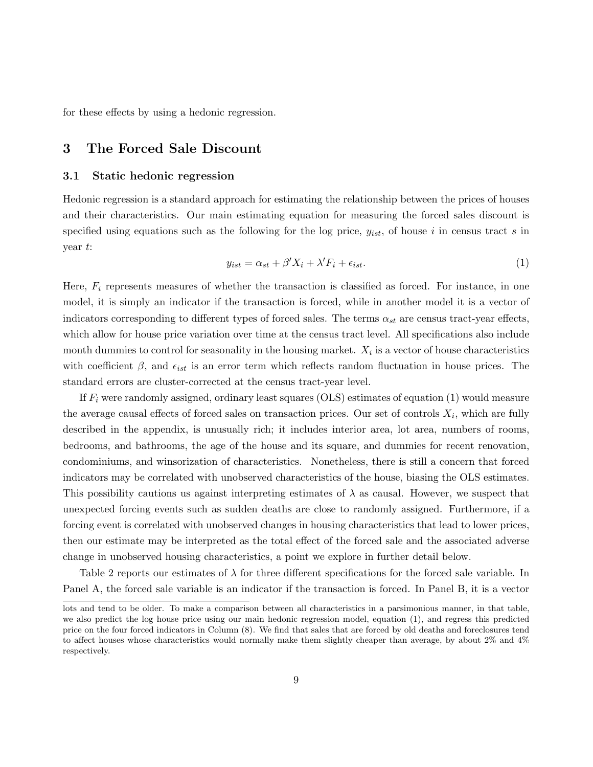for these effects by using a hedonic regression.

# 3 The Forced Sale Discount

## 3.1 Static hedonic regression

Hedonic regression is a standard approach for estimating the relationship between the prices of houses and their characteristics. Our main estimating equation for measuring the forced sales discount is specified using equations such as the following for the log price, $y_{ist}$, of house $i$ in census tract $s$ in year $t$:

$$y_{ist} = \alpha_{st} + \beta' X_i + \lambda' F_i + \epsilon_{ist}. \tag{1}$$

Here, $F_i$ represents measures of whether the transaction is classified as forced. For instance, in one model, it is simply an indicator if the transaction is forced, while in another model it is a vector of indicators corresponding to different types of forced sales. The terms $\alpha_{st}$ are census tract-year effects, which allow for house price variation over time at the census tract level. All specifications also include month dummies to control for seasonality in the housing market. $X_i$ is a vector of house characteristics with coefficient $\beta$, and $\epsilon_{ist}$ is an error term which reflects random fluctuation in house prices. The standard errors are cluster-corrected at the census tract-year level.

If $F_i$ were randomly assigned, ordinary least squares (OLS) estimates of equation (1) would measure the average causal effects of forced sales on transaction prices. Our set of controls $X_i$, which are fully described in the appendix, is unusually rich; it includes interior area, lot area, numbers of rooms, bedrooms, and bathrooms, the age of the house and its square, and dummies for recent renovation, condominiums, and winsorization of characteristics. Nonetheless, there is still a concern that forced indicators may be correlated with unobserved characteristics of the house, biasing the OLS estimates. This possibility cautions us against interpreting estimates of $\lambda$ as causal. However, we suspect that unexpected forcing events such as sudden deaths are close to randomly assigned. Furthermore, if a forcing event is correlated with unobserved changes in housing characteristics that lead to lower prices, then our estimate may be interpreted as the total effect of the forced sale and the associated adverse change in unobserved housing characteristics, a point we explore in further detail below.

Table 2 reports our estimates of $\lambda$ for three different specifications for the forced sale variable. In Panel A, the forced sale variable is an indicator if the transaction is forced. In Panel B, it is a vector

lots and tend to be older. To make a comparison between all characteristics in a parsimonious manner, in that table, we also predict the log house price using our main hedonic regression model, equation (1), and regress this predicted price on the four forced indicators in Column (8). We find that sales that are forced by old deaths and foreclosures tend to affect houses whose characteristics would normally make them slightly cheaper than average, by about 2% and 4% respectively.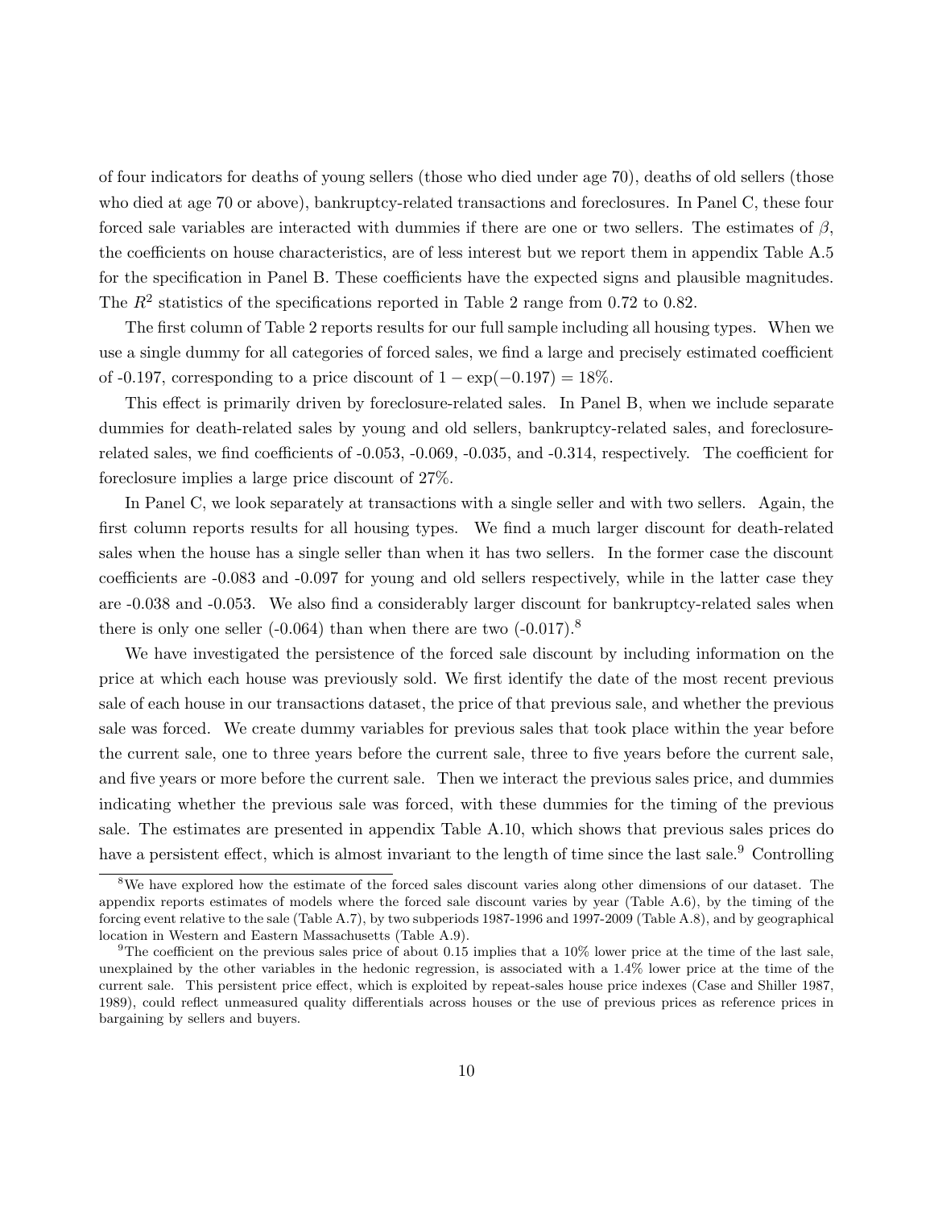of four indicators for deaths of young sellers (those who died under age 70), deaths of old sellers (those who died at age 70 or above), bankruptcy-related transactions and foreclosures. In Panel C, these four forced sale variables are interacted with dummies if there are one or two sellers. The estimates of $\beta$, the coefficients on house characteristics, are of less interest but we report them in appendix Table A.5 for the specification in Panel B. These coefficients have the expected signs and plausible magnitudes. The $R^2$ statistics of the specifications reported in Table 2 range from 0.72 to 0.82.

The first column of Table 2 reports results for our full sample including all housing types. When we use a single dummy for all categories of forced sales, we find a large and precisely estimated coefficient of -0.197, corresponding to a price discount of $1 - \exp(-0.197) = 18\%$.

This effect is primarily driven by foreclosure-related sales. In Panel B, when we include separate dummies for death-related sales by young and old sellers, bankruptcy-related sales, and foreclosure-related sales, we find coefficients of -0.053, -0.069, -0.035, and -0.314, respectively. The coefficient for foreclosure implies a large price discount of 27%.

In Panel C, we look separately at transactions with a single seller and with two sellers. Again, the first column reports results for all housing types. We find a much larger discount for death-related sales when the house has a single seller than when it has two sellers. In the former case the discount coefficients are -0.083 and -0.097 for young and old sellers respectively, while in the latter case they are -0.038 and -0.053. We also find a considerably larger discount for bankruptcy-related sales when there is only one seller (-0.064) than when there are two (-0.017).[8]

We have investigated the persistence of the forced sale discount by including information on the price at which each house was previously sold. We first identify the date of the most recent previous sale of each house in our transactions dataset, the price of that previous sale, and whether the previous sale was forced. We create dummy variables for previous sales that took place within the year before the current sale, one to three years before the current sale, three to five years before the current sale, and five years or more before the current sale. Then we interact the previous sales price, and dummies indicating whether the previous sale was forced, with these dummies for the timing of the previous sale. The estimates are presented in appendix Table A.10, which shows that previous sales prices do have a persistent effect, which is almost invariant to the length of time since the last sale.[9] Controlling

[8] We have explored how the estimate of the forced sales discount varies along other dimensions of our dataset. The appendix reports estimates of models where the forced sale discount varies by year (Table A.6), by the timing of the forcing event relative to the sale (Table A.7), by two subperiods 1987-1996 and 1997-2009 (Table A.8), and by geographical location in Western and Eastern Massachusetts (Table A.9).

[9] The coefficient on the previous sales price of about 0.15 implies that a 10% lower price at the time of the last sale, unexplained by the other variables in the hedonic regression, is associated with a 1.4% lower price at the time of the current sale. This persistent price effect, which is exploited by repeat-sales house price indexes (Case and Shiller 1987, 1989), could reflect unmeasured quality differentials across houses or the use of previous prices as reference prices in bargaining by sellers and buyers.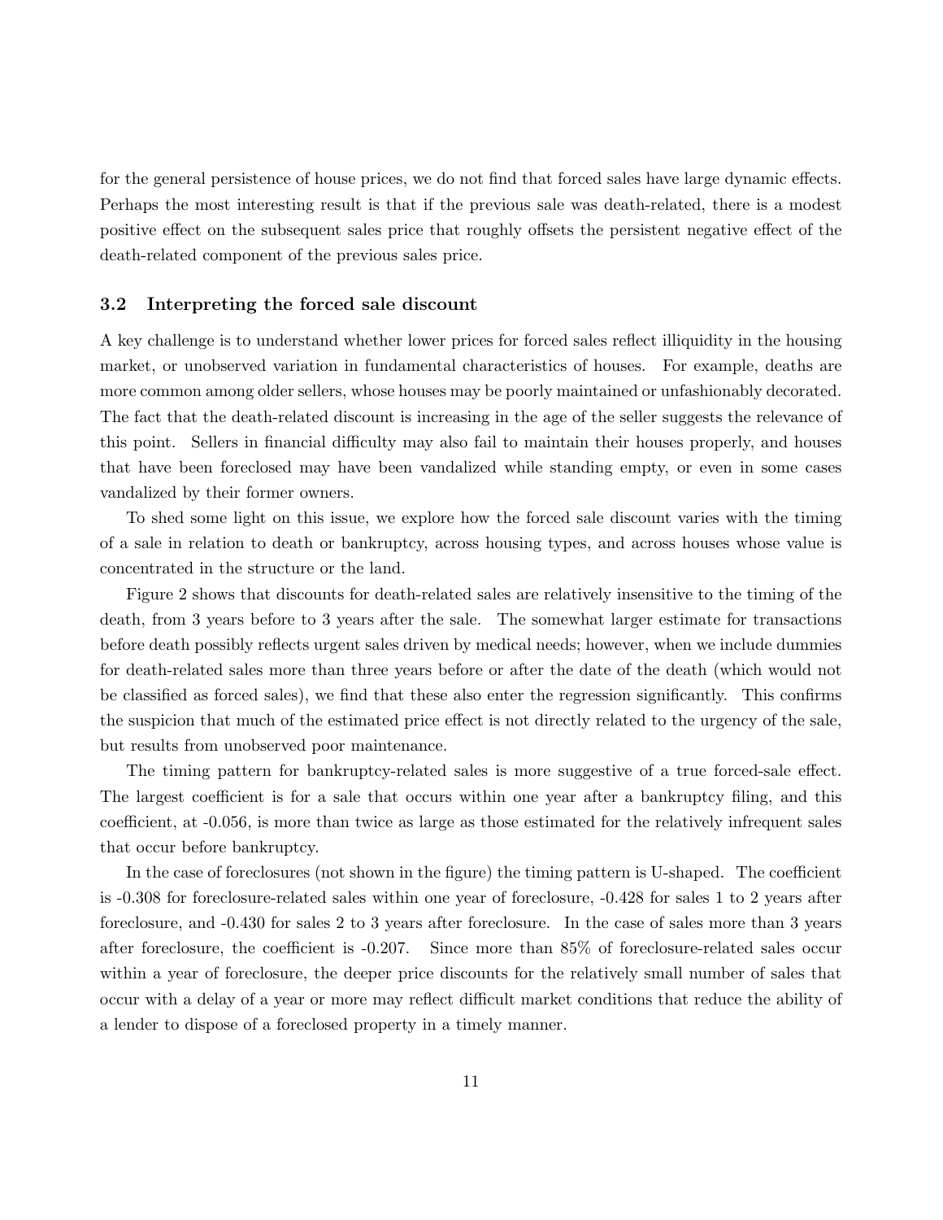for the general persistence of house prices, we do not find that forced sales have large dynamic effects. Perhaps the most interesting result is that if the previous sale was death-related, there is a modest positive effect on the subsequent sales price that roughly offsets the persistent negative effect of the death-related component of the previous sales price.

### 3.2 Interpreting the forced sale discount

A key challenge is to understand whether lower prices for forced sales reflect illiquidity in the housing market, or unobserved variation in fundamental characteristics of houses. For example, deaths are more common among older sellers, whose houses may be poorly maintained or unfashionably decorated. The fact that the death-related discount is increasing in the age of the seller suggests the relevance of this point. Sellers in financial difficulty may also fail to maintain their houses properly, and houses that have been foreclosed may have been vandalized while standing empty, or even in some cases vandalized by their former owners.

To shed some light on this issue, we explore how the forced sale discount varies with the timing of a sale in relation to death or bankruptcy, across housing types, and across houses whose value is concentrated in the structure or the land.

Figure 2 shows that discounts for death-related sales are relatively insensitive to the timing of the death, from 3 years before to 3 years after the sale. The somewhat larger estimate for transactions before death possibly reflects urgent sales driven by medical needs; however, when we include dummies for death-related sales more than three years before or after the date of the death (which would not be classified as forced sales), we find that these also enter the regression significantly. This confirms the suspicion that much of the estimated price effect is not directly related to the urgency of the sale, but results from unobserved poor maintenance.

The timing pattern for bankruptcy-related sales is more suggestive of a true forced-sale effect. The largest coefficient is for a sale that occurs within one year after a bankruptcy filing, and this coefficient, at -0.056, is more than twice as large as those estimated for the relatively infrequent sales that occur before bankruptcy.

In the case of foreclosures (not shown in the figure) the timing pattern is U-shaped. The coefficient is -0.308 for foreclosure-related sales within one year of foreclosure, -0.428 for sales 1 to 2 years after foreclosure, and -0.430 for sales 2 to 3 years after foreclosure. In the case of sales more than 3 years after foreclosure, the coefficient is -0.207. Since more than 85% of foreclosure-related sales occur within a year of foreclosure, the deeper price discounts for the relatively small number of sales that occur with a delay of a year or more may reflect difficult market conditions that reduce the ability of a lender to dispose of a foreclosed property in a timely manner.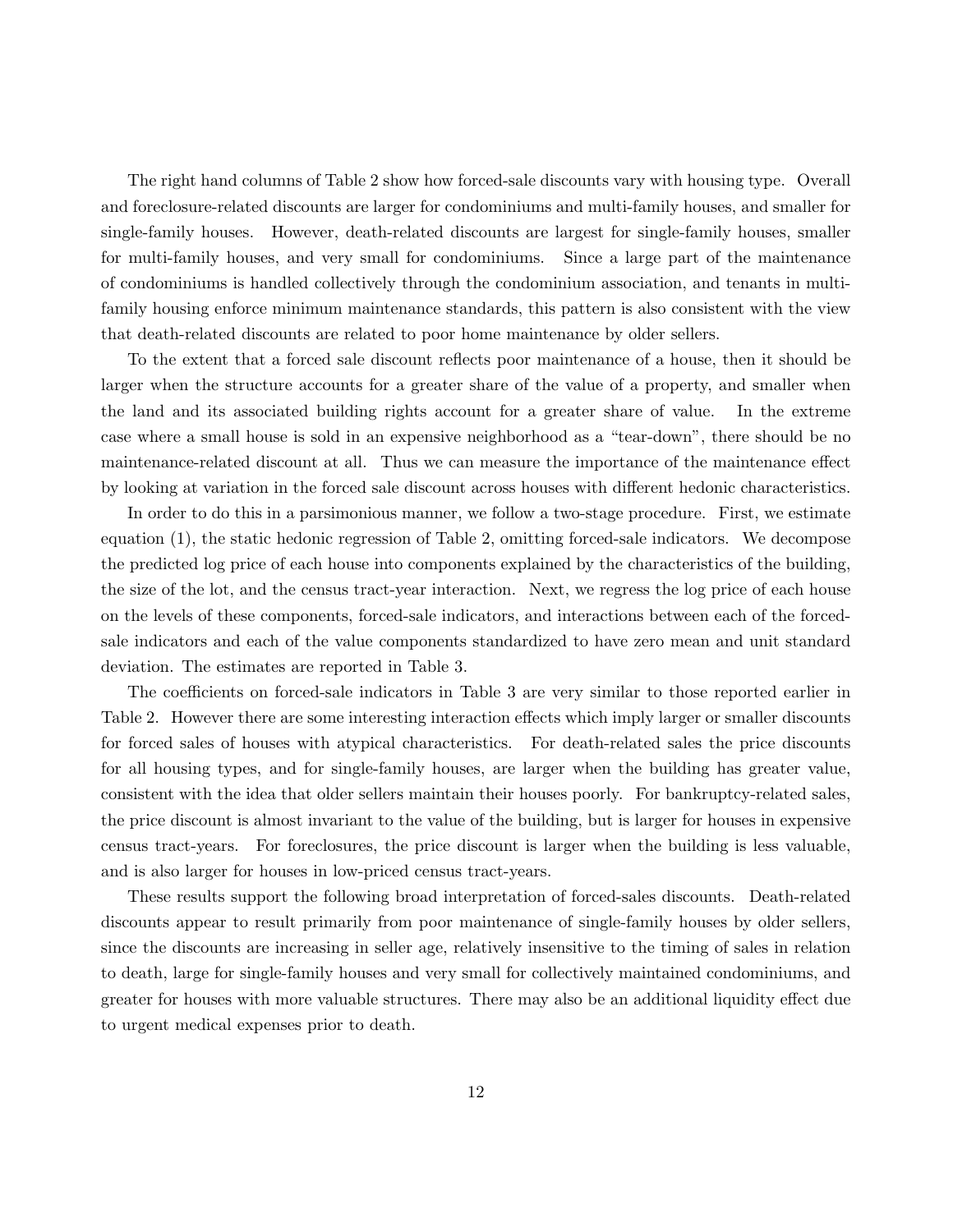The right hand columns of Table 2 show how forced-sale discounts vary with housing type. Overall and foreclosure-related discounts are larger for condominiums and multi-family houses, and smaller for single-family houses. However, death-related discounts are largest for single-family houses, smaller for multi-family houses, and very small for condominiums. Since a large part of the maintenance of condominiums is handled collectively through the condominium association, and tenants in multi-family housing enforce minimum maintenance standards, this pattern is also consistent with the view that death-related discounts are related to poor home maintenance by older sellers.

To the extent that a forced sale discount reflects poor maintenance of a house, then it should be larger when the structure accounts for a greater share of the value of a property, and smaller when the land and its associated building rights account for a greater share of value. In the extreme case where a small house is sold in an expensive neighborhood as a "tear-down", there should be no maintenance-related discount at all. Thus we can measure the importance of the maintenance effect by looking at variation in the forced sale discount across houses with different hedonic characteristics.

In order to do this in a parsimonious manner, we follow a two-stage procedure. First, we estimate equation (1), the static hedonic regression of Table 2, omitting forced-sale indicators. We decompose the predicted log price of each house into components explained by the characteristics of the building, the size of the lot, and the census tract-year interaction. Next, we regress the log price of each house on the levels of these components, forced-sale indicators, and interactions between each of the forced-sale indicators and each of the value components standardized to have zero mean and unit standard deviation. The estimates are reported in Table 3.

The coefficients on forced-sale indicators in Table 3 are very similar to those reported earlier in Table 2. However there are some interesting interaction effects which imply larger or smaller discounts for forced sales of houses with atypical characteristics. For death-related sales the price discounts for all housing types, and for single-family houses, are larger when the building has greater value, consistent with the idea that older sellers maintain their houses poorly. For bankruptcy-related sales, the price discount is almost invariant to the value of the building, but is larger for houses in expensive census tract-years. For foreclosures, the price discount is larger when the building is less valuable, and is also larger for houses in low-priced census tract-years.

These results support the following broad interpretation of forced-sales discounts. Death-related discounts appear to result primarily from poor maintenance of single-family houses by older sellers, since the discounts are increasing in seller age, relatively insensitive to the timing of sales in relation to death, large for single-family houses and very small for collectively maintained condominiums, and greater for houses with more valuable structures. There may also be an additional liquidity effect due to urgent medical expenses prior to death.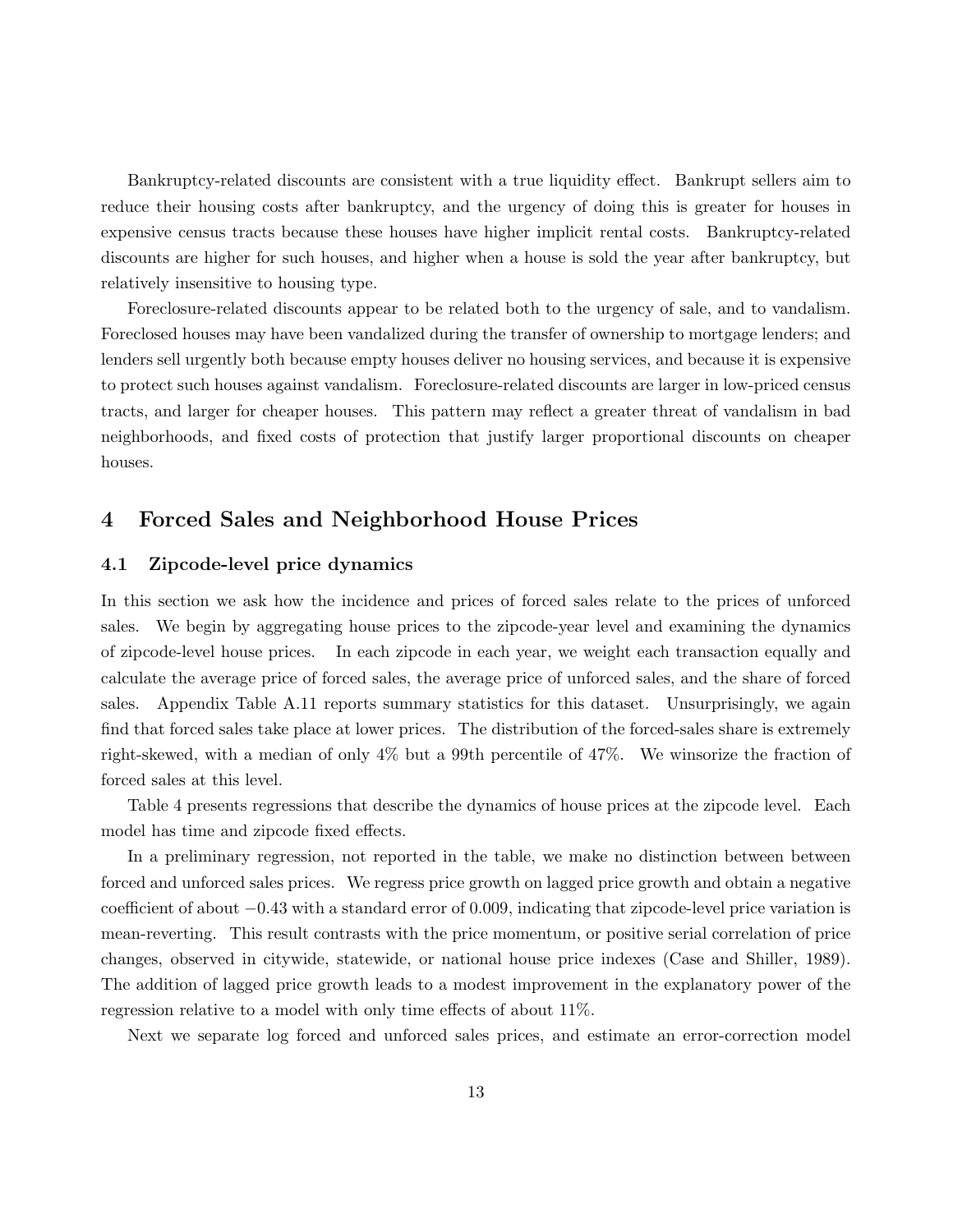Bankruptcy-related discounts are consistent with a true liquidity effect. Bankrupt sellers aim to reduce their housing costs after bankruptcy, and the urgency of doing this is greater for houses in expensive census tracts because these houses have higher implicit rental costs. Bankruptcy-related discounts are higher for such houses, and higher when a house is sold the year after bankruptcy, but relatively insensitive to housing type.

Foreclosure-related discounts appear to be related both to the urgency of sale, and to vandalism. Foreclosed houses may have been vandalized during the transfer of ownership to mortgage lenders; and lenders sell urgently both because empty houses deliver no housing services, and because it is expensive to protect such houses against vandalism. Foreclosure-related discounts are larger in low-priced census tracts, and larger for cheaper houses. This pattern may reflect a greater threat of vandalism in bad neighborhoods, and fixed costs of protection that justify larger proportional discounts on cheaper houses.

# 4 Forced Sales and Neighborhood House Prices

## 4.1 Zipcode-level price dynamics

In this section we ask how the incidence and prices of forced sales relate to the prices of unforced sales. We begin by aggregating house prices to the zipcode-year level and examining the dynamics of zipcode-level house prices. In each zipcode in each year, we weight each transaction equally and calculate the average price of forced sales, the average price of unforced sales, and the share of forced sales. Appendix Table A.11 reports summary statistics for this dataset. Unsurprisingly, we again find that forced sales take place at lower prices. The distribution of the forced-sales share is extremely right-skewed, with a median of only 4% but a 99th percentile of 47%. We winsorize the fraction of forced sales at this level.

Table 4 presents regressions that describe the dynamics of house prices at the zipcode level. Each model has time and zipcode fixed effects.

In a preliminary regression, not reported in the table, we make no distinction between between forced and unforced sales prices. We regress price growth on lagged price growth and obtain a negative coefficient of about $-0.43$ with a standard error of 0.009, indicating that zipcode-level price variation is mean-reverting. This result contrasts with the price momentum, or positive serial correlation of price changes, observed in citywide, statewide, or national house price indexes (Case and Shiller, 1989). The addition of lagged price growth leads to a modest improvement in the explanatory power of the regression relative to a model with only time effects of about 11%.

Next we separate log forced and unforced sales prices, and estimate an error-correction model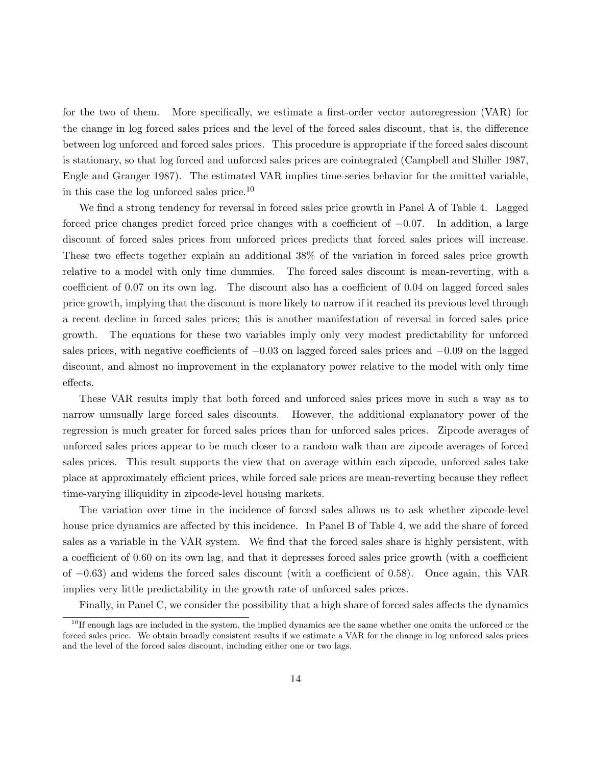for the two of them. More specifically, we estimate a first-order vector autoregression (VAR) for the change in log forced sales prices and the level of the forced sales discount, that is, the difference between log unforced and forced sales prices. This procedure is appropriate if the forced sales discount is stationary, so that log forced and unforced sales prices are cointegrated (Campbell and Shiller 1987, Engle and Granger 1987). The estimated VAR implies time-series behavior for the omitted variable, in this case the log unforced sales price.[10]

We find a strong tendency for reversal in forced sales price growth in Panel A of Table 4. Lagged forced price changes predict forced price changes with a coefficient of $-0.07$. In addition, a large discount of forced sales prices from unforced prices predicts that forced sales prices will increase. These two effects together explain an additional 38% of the variation in forced sales price growth relative to a model with only time dummies. The forced sales discount is mean-reverting, with a coefficient of 0.07 on its own lag. The discount also has a coefficient of 0.04 on lagged forced sales price growth, implying that the discount is more likely to narrow if it reached its previous level through a recent decline in forced sales prices; this is another manifestation of reversal in forced sales price growth. The equations for these two variables imply only very modest predictability for unforced sales prices, with negative coefficients of $-0.03$ on lagged forced sales prices and $-0.09$ on the lagged discount, and almost no improvement in the explanatory power relative to the model with only time effects.

These VAR results imply that both forced and unforced sales prices move in such a way as to narrow unusually large forced sales discounts. However, the additional explanatory power of the regression is much greater for forced sales prices than for unforced sales prices. Zipcode averages of unforced sales prices appear to be much closer to a random walk than are zipcode averages of forced sales prices. This result supports the view that on average within each zipcode, unforced sales take place at approximately efficient prices, while forced sale prices are mean-reverting because they reflect time-varying illiquidity in zipcode-level housing markets.

The variation over time in the incidence of forced sales allows us to ask whether zipcode-level house price dynamics are affected by this incidence. In Panel B of Table 4, we add the share of forced sales as a variable in the VAR system. We find that the forced sales share is highly persistent, with a coefficient of 0.60 on its own lag, and that it depresses forced sales price growth (with a coefficient of $-0.63$) and widens the forced sales discount (with a coefficient of 0.58). Once again, this VAR implies very little predictability in the growth rate of unforced sales prices.

Finally, in Panel C, we consider the possibility that a high share of forced sales affects the dynamics

[10] If enough lags are included in the system, the implied dynamics are the same whether one omits the unforced or the forced sales price. We obtain broadly consistent results if we estimate a VAR for the change in log unforced sales prices and the level of the forced sales discount, including either one or two lags.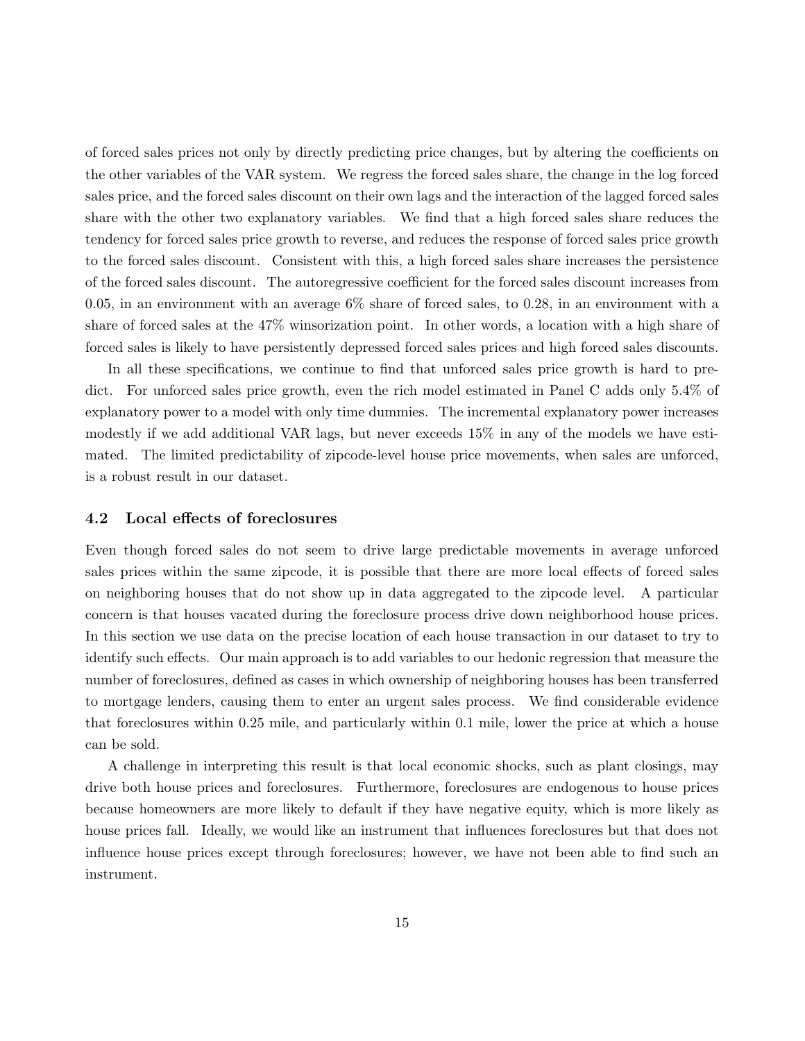of forced sales prices not only by directly predicting price changes, but by altering the coefficients on the other variables of the VAR system. We regress the forced sales share, the change in the log forced sales price, and the forced sales discount on their own lags and the interaction of the lagged forced sales share with the other two explanatory variables. We find that a high forced sales share reduces the tendency for forced sales price growth to reverse, and reduces the response of forced sales price growth to the forced sales discount. Consistent with this, a high forced sales share increases the persistence of the forced sales discount. The autoregressive coefficient for the forced sales discount increases from 0.05, in an environment with an average 6% share of forced sales, to 0.28, in an environment with a share of forced sales at the 47% winsorization point. In other words, a location with a high share of forced sales is likely to have persistently depressed forced sales prices and high forced sales discounts.

In all these specifications, we continue to find that unforced sales price growth is hard to predict. For unforced sales price growth, even the rich model estimated in Panel C adds only 5.4% of explanatory power to a model with only time dummies. The incremental explanatory power increases modestly if we add additional VAR lags, but never exceeds 15% in any of the models we have estimated. The limited predictability of zipcode-level house price movements, when sales are unforced, is a robust result in our dataset.

### 4.2 Local effects of foreclosures

Even though forced sales do not seem to drive large predictable movements in average unforced sales prices within the same zipcode, it is possible that there are more local effects of forced sales on neighboring houses that do not show up in data aggregated to the zipcode level. A particular concern is that houses vacated during the foreclosure process drive down neighborhood house prices. In this section we use data on the precise location of each house transaction in our dataset to try to identify such effects. Our main approach is to add variables to our hedonic regression that measure the number of foreclosures, defined as cases in which ownership of neighboring houses has been transferred to mortgage lenders, causing them to enter an urgent sales process. We find considerable evidence that foreclosures within 0.25 mile, and particularly within 0.1 mile, lower the price at which a house can be sold.

A challenge in interpreting this result is that local economic shocks, such as plant closings, may drive both house prices and foreclosures. Furthermore, foreclosures are endogenous to house prices because homeowners are more likely to default if they have negative equity, which is more likely as house prices fall. Ideally, we would like an instrument that influences foreclosures but that does not influence house prices except through foreclosures; however, we have not been able to find such an instrument.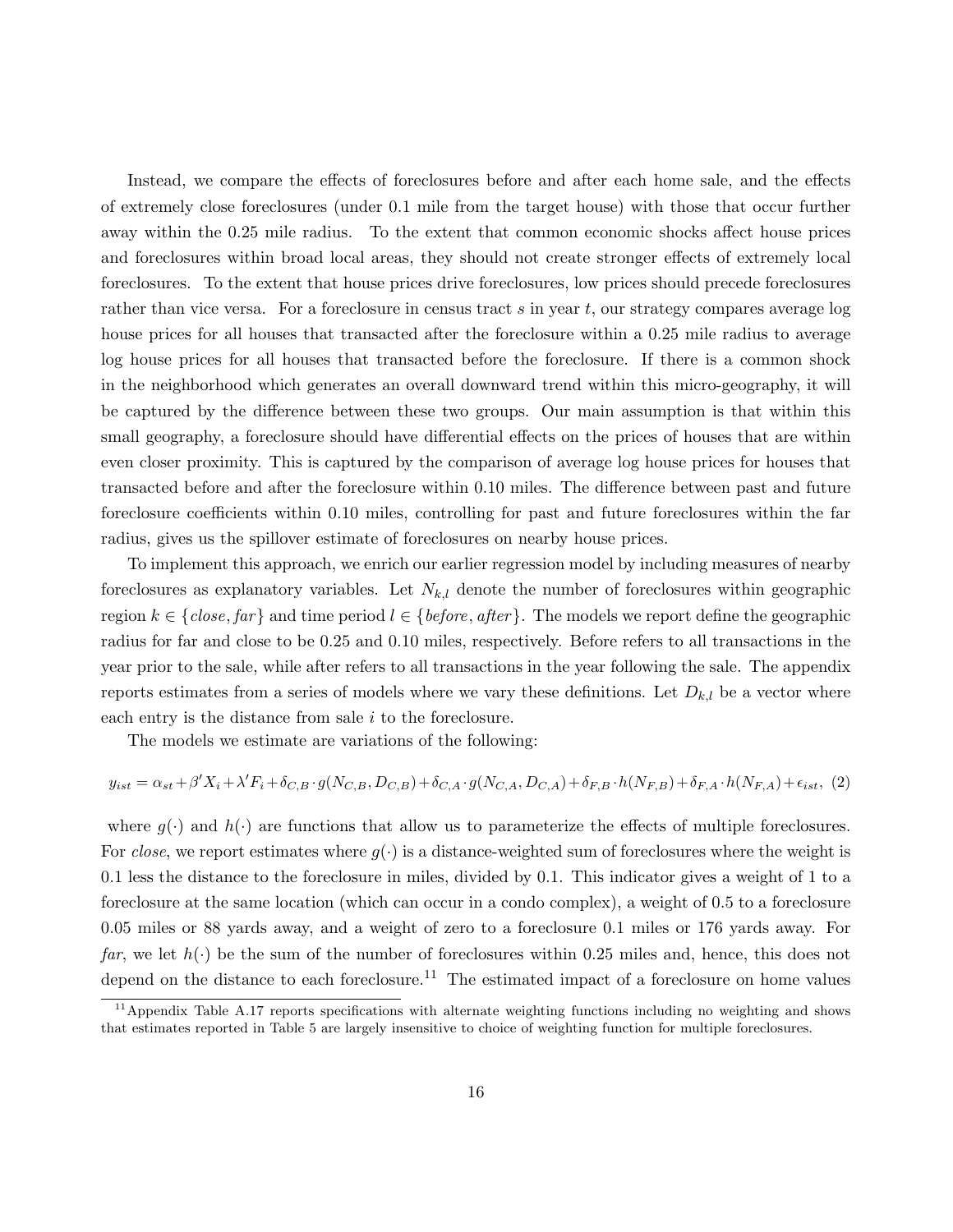Instead, we compare the effects of foreclosures before and after each home sale, and the effects of extremely close foreclosures (under 0.1 mile from the target house) with those that occur further away within the 0.25 mile radius. To the extent that common economic shocks affect house prices and foreclosures within broad local areas, they should not create stronger effects of extremely local foreclosures. To the extent that house prices drive foreclosures, low prices should precede foreclosures rather than vice versa. For a foreclosure in census tract $s$ in year $t$, our strategy compares average log house prices for all houses that transacted after the foreclosure within a 0.25 mile radius to average log house prices for all houses that transacted before the foreclosure. If there is a common shock in the neighborhood which generates an overall downward trend within this micro-geography, it will be captured by the difference between these two groups. Our main assumption is that within this small geography, a foreclosure should have differential effects on the prices of houses that are within even closer proximity. This is captured by the comparison of average log house prices for houses that transacted before and after the foreclosure within 0.10 miles. The difference between past and future foreclosure coefficients within 0.10 miles, controlling for past and future foreclosures within the far radius, gives us the spillover estimate of foreclosures on nearby house prices.

To implement this approach, we enrich our earlier regression model by including measures of nearby foreclosures as explanatory variables. Let $N_{k,l}$ denote the number of foreclosures within geographic region $k \in \{close, far\}$ and time period $l \in \{before, after\}$. The models we report define the geographic radius for far and close to be 0.25 and 0.10 miles, respectively. Before refers to all transactions in the year prior to the sale, while after refers to all transactions in the year following the sale. The appendix reports estimates from a series of models where we vary these definitions. Let $D_{k,l}$ be a vector where each entry is the distance from sale $i$ to the foreclosure.

The models we estimate are variations of the following:

$$y_{ist} = \alpha_{st} + \beta' X_i + \lambda' F_i + \delta_{C,B} \cdot g(N_{C,B}, D_{C,B}) + \delta_{C,A} \cdot g(N_{C,A}, D_{C,A}) + \delta_{F,B} \cdot h(N_{F,B}) + \delta_{F,A} \cdot h(N_{F,A}) + \epsilon_{ist}, \quad (2)$$

where $g(\cdot)$ and $h(\cdot)$ are functions that allow us to parameterize the effects of multiple foreclosures. For *close*, we report estimates where $g(\cdot)$ is a distance-weighted sum of foreclosures where the weight is 0.1 less the distance to the foreclosure in miles, divided by 0.1. This indicator gives a weight of 1 to a foreclosure at the same location (which can occur in a condo complex), a weight of 0.5 to a foreclosure 0.05 miles or 88 yards away, and a weight of zero to a foreclosure 0.1 miles or 176 yards away. For *far*, we let $h(\cdot)$ be the sum of the number of foreclosures within 0.25 miles and, hence, this does not depend on the distance to each foreclosure.[11] The estimated impact of a foreclosure on home values

[11] Appendix Table A.17 reports specifications with alternate weighting functions including no weighting and shows that estimates reported in Table 5 are largely insensitive to choice of weighting function for multiple foreclosures.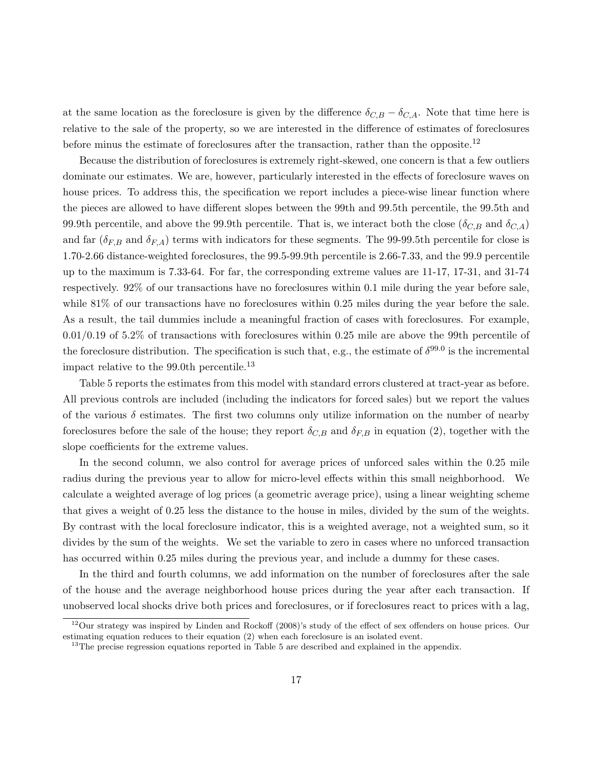at the same location as the foreclosure is given by the difference $\delta_{C,B} - \delta_{C,A}$. Note that time here is relative to the sale of the property, so we are interested in the difference of estimates of foreclosures before minus the estimate of foreclosures after the transaction, rather than the opposite.[12]

Because the distribution of foreclosures is extremely right-skewed, one concern is that a few outliers dominate our estimates. We are, however, particularly interested in the effects of foreclosure waves on house prices. To address this, the specification we report includes a piece-wise linear function where the pieces are allowed to have different slopes between the 99th and 99.5th percentile, the 99.5th and 99.9th percentile, and above the 99.9th percentile. That is, we interact both the close ($\delta_{C,B}$ and $\delta_{C,A}$) and far ($\delta_{F,B}$ and $\delta_{F,A}$) terms with indicators for these segments. The 99-99.5th percentile for close is 1.70-2.66 distance-weighted foreclosures, the 99.5-99.9th percentile is 2.66-7.33, and the 99.9 percentile up to the maximum is 7.33-64. For far, the corresponding extreme values are 11-17, 17-31, and 31-74 respectively. 92% of our transactions have no foreclosures within 0.1 mile during the year before sale, while 81% of our transactions have no foreclosures within 0.25 miles during the year before the sale. As a result, the tail dummies include a meaningful fraction of cases with foreclosures. For example, 0.01/0.19 of 5.2% of transactions with foreclosures within 0.25 mile are above the 99th percentile of the foreclosure distribution. The specification is such that, e.g., the estimate of $\delta^{99.0}$ is the incremental impact relative to the 99.0th percentile.[13]

Table 5 reports the estimates from this model with standard errors clustered at tract-year as before. All previous controls are included (including the indicators for forced sales) but we report the values of the various $\delta$ estimates. The first two columns only utilize information on the number of nearby foreclosures before the sale of the house; they report $\delta_{C,B}$ and $\delta_{F,B}$ in equation (2), together with the slope coefficients for the extreme values.

In the second column, we also control for average prices of unforced sales within the 0.25 mile radius during the previous year to allow for micro-level effects within this small neighborhood. We calculate a weighted average of log prices (a geometric average price), using a linear weighting scheme that gives a weight of 0.25 less the distance to the house in miles, divided by the sum of the weights. By contrast with the local foreclosure indicator, this is a weighted average, not a weighted sum, so it divides by the sum of the weights. We set the variable to zero in cases where no unforced transaction has occurred within 0.25 miles during the previous year, and include a dummy for these cases.

In the third and fourth columns, we add information on the number of foreclosures after the sale of the house and the average neighborhood house prices during the year after each transaction. If unobserved local shocks drive both prices and foreclosures, or if foreclosures react to prices with a lag,

[12] Our strategy was inspired by Linden and Rockoff (2008)'s study of the effect of sex offenders on house prices. Our estimating equation reduces to their equation (2) when each foreclosure is an isolated event.

[13] The precise regression equations reported in Table 5 are described and explained in the appendix.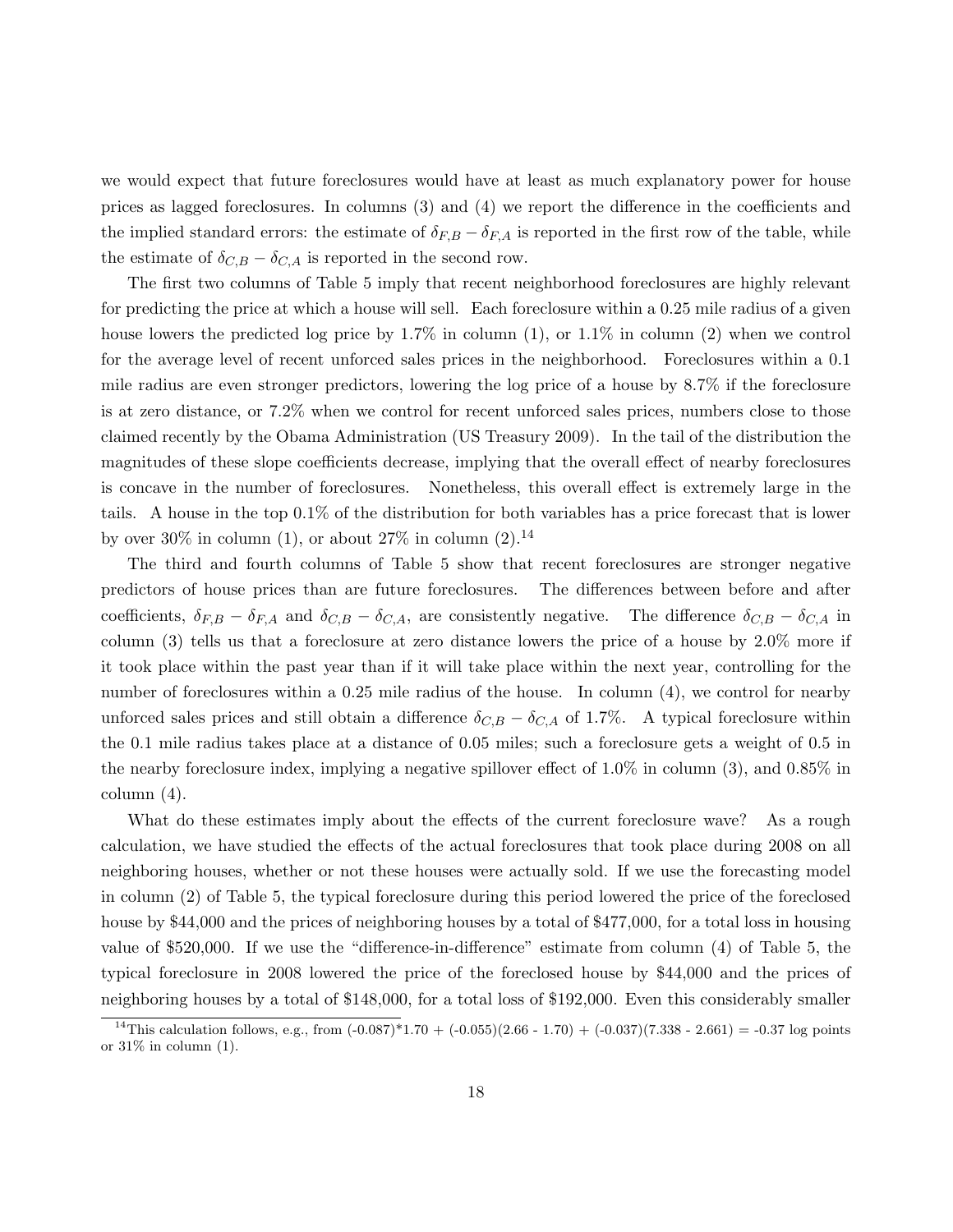we would expect that future foreclosures would have at least as much explanatory power for house prices as lagged foreclosures. In columns (3) and (4) we report the difference in the coefficients and the implied standard errors: the estimate of $\delta_{F,B} - \delta_{F,A}$ is reported in the first row of the table, while the estimate of $\delta_{C,B} - \delta_{C,A}$ is reported in the second row.

The first two columns of Table 5 imply that recent neighborhood foreclosures are highly relevant for predicting the price at which a house will sell. Each foreclosure within a 0.25 mile radius of a given house lowers the predicted log price by 1.7% in column (1), or 1.1% in column (2) when we control for the average level of recent unforced sales prices in the neighborhood. Foreclosures within a 0.1 mile radius are even stronger predictors, lowering the log price of a house by 8.7% if the foreclosure is at zero distance, or 7.2% when we control for recent unforced sales prices, numbers close to those claimed recently by the Obama Administration (US Treasury 2009). In the tail of the distribution the magnitudes of these slope coefficients decrease, implying that the overall effect of nearby foreclosures is concave in the number of foreclosures. Nonetheless, this overall effect is extremely large in the tails. A house in the top 0.1% of the distribution for both variables has a price forecast that is lower by over 30% in column (1), or about 27% in column (2).[14]

The third and fourth columns of Table 5 show that recent foreclosures are stronger negative predictors of house prices than are future foreclosures. The differences between before and after coefficients, $\delta_{F,B} - \delta_{F,A}$ and $\delta_{C,B} - \delta_{C,A}$, are consistently negative. The difference $\delta_{C,B} - \delta_{C,A}$ in column (3) tells us that a foreclosure at zero distance lowers the price of a house by 2.0% more if it took place within the past year than if it will take place within the next year, controlling for the number of foreclosures within a 0.25 mile radius of the house. In column (4), we control for nearby unforced sales prices and still obtain a difference $\delta_{C,B} - \delta_{C,A}$ of 1.7%. A typical foreclosure within the 0.1 mile radius takes place at a distance of 0.05 miles; such a foreclosure gets a weight of 0.5 in the nearby foreclosure index, implying a negative spillover effect of 1.0% in column (3), and 0.85% in column (4).

What do these estimates imply about the effects of the current foreclosure wave? As a rough calculation, we have studied the effects of the actual foreclosures that took place during 2008 on all neighboring houses, whether or not these houses were actually sold. If we use the forecasting model in column (2) of Table 5, the typical foreclosure during this period lowered the price of the foreclosed house by \$44,000 and the prices of neighboring houses by a total of \$477,000, for a total loss in housing value of \$520,000. If we use the "difference-in-difference" estimate from column (4) of Table 5, the typical foreclosure in 2008 lowered the price of the foreclosed house by \$44,000 and the prices of neighboring houses by a total of \$148,000, for a total loss of \$192,000. Even this considerably smaller

[14] This calculation follows, e.g., from (-0.087)*1.70 + (-0.055)(2.66 - 1.70) + (-0.037)(7.338 - 2.661) = -0.37 log points or 31% in column (1).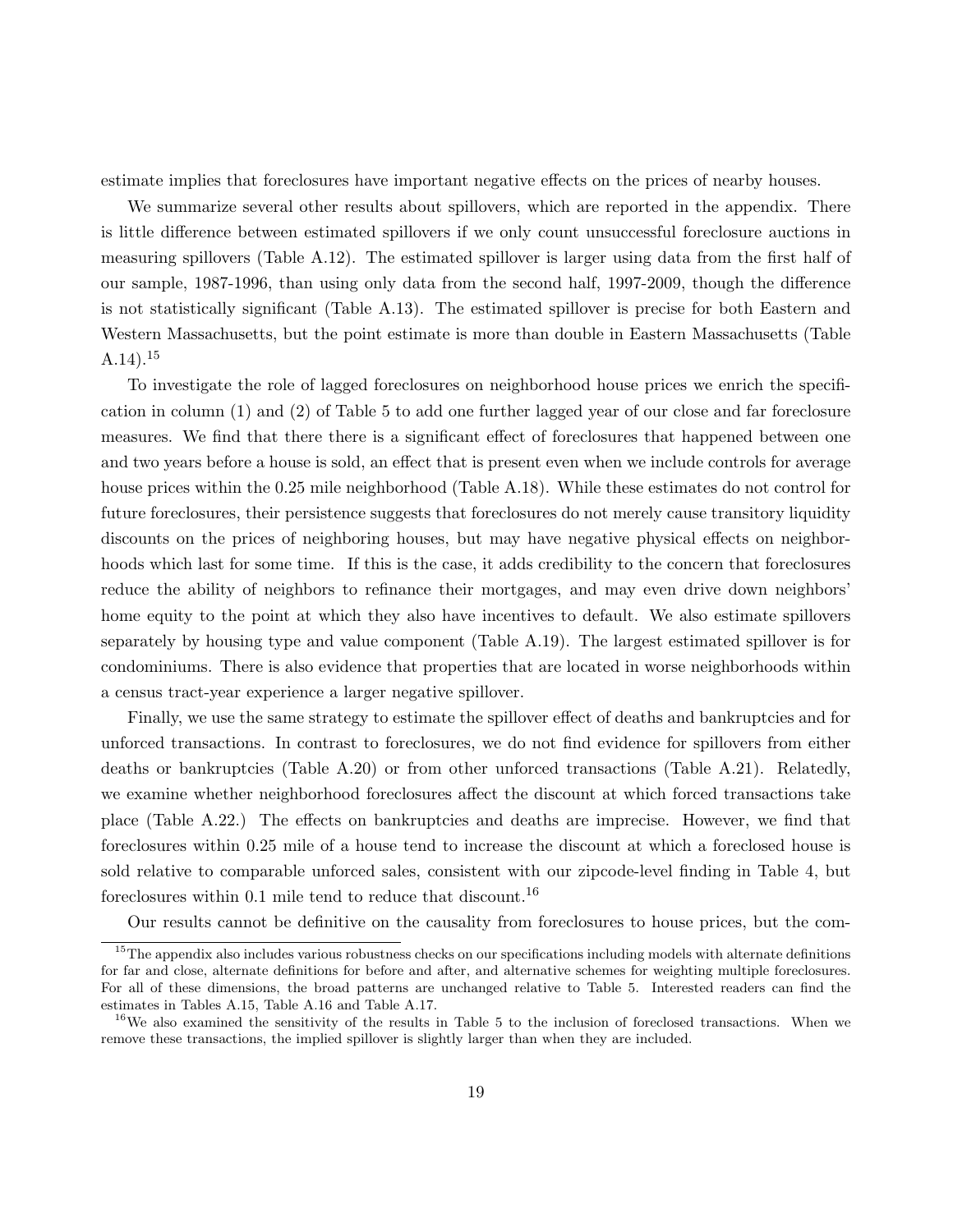estimate implies that foreclosures have important negative effects on the prices of nearby houses.

We summarize several other results about spillovers, which are reported in the appendix. There is little difference between estimated spillovers if we only count unsuccessful foreclosure auctions in measuring spillovers (Table A.12). The estimated spillover is larger using data from the first half of our sample, 1987-1996, than using only data from the second half, 1997-2009, though the difference is not statistically significant (Table A.13). The estimated spillover is precise for both Eastern and Western Massachusetts, but the point estimate is more than double in Eastern Massachusetts (Table A.14).[15]

To investigate the role of lagged foreclosures on neighborhood house prices we enrich the specification in column (1) and (2) of Table 5 to add one further lagged year of our close and far foreclosure measures. We find that there there is a significant effect of foreclosures that happened between one and two years before a house is sold, an effect that is present even when we include controls for average house prices within the 0.25 mile neighborhood (Table A.18). While these estimates do not control for future foreclosures, their persistence suggests that foreclosures do not merely cause transitory liquidity discounts on the prices of neighboring houses, but may have negative physical effects on neighborhoods which last for some time. If this is the case, it adds credibility to the concern that foreclosures reduce the ability of neighbors to refinance their mortgages, and may even drive down neighbors' home equity to the point at which they also have incentives to default. We also estimate spillovers separately by housing type and value component (Table A.19). The largest estimated spillover is for condominiums. There is also evidence that properties that are located in worse neighborhoods within a census tract-year experience a larger negative spillover.

Finally, we use the same strategy to estimate the spillover effect of deaths and bankruptcies and for unforced transactions. In contrast to foreclosures, we do not find evidence for spillovers from either deaths or bankruptcies (Table A.20) or from other unforced transactions (Table A.21). Relatedly, we examine whether neighborhood foreclosures affect the discount at which forced transactions take place (Table A.22.) The effects on bankruptcies and deaths are imprecise. However, we find that foreclosures within 0.25 mile of a house tend to increase the discount at which a foreclosed house is sold relative to comparable unforced sales, consistent with our zipcode-level finding in Table 4, but foreclosures within 0.1 mile tend to reduce that discount.[16]

Our results cannot be definitive on the causality from foreclosures to house prices, but the com-

[15] The appendix also includes various robustness checks on our specifications including models with alternate definitions for far and close, alternate definitions for before and after, and alternative schemes for weighting multiple foreclosures. For all of these dimensions, the broad patterns are unchanged relative to Table 5. Interested readers can find the estimates in Tables A.15, Table A.16 and Table A.17.

[16] We also examined the sensitivity of the results in Table 5 to the inclusion of foreclosed transactions. When we remove these transactions, the implied spillover is slightly larger than when they are included.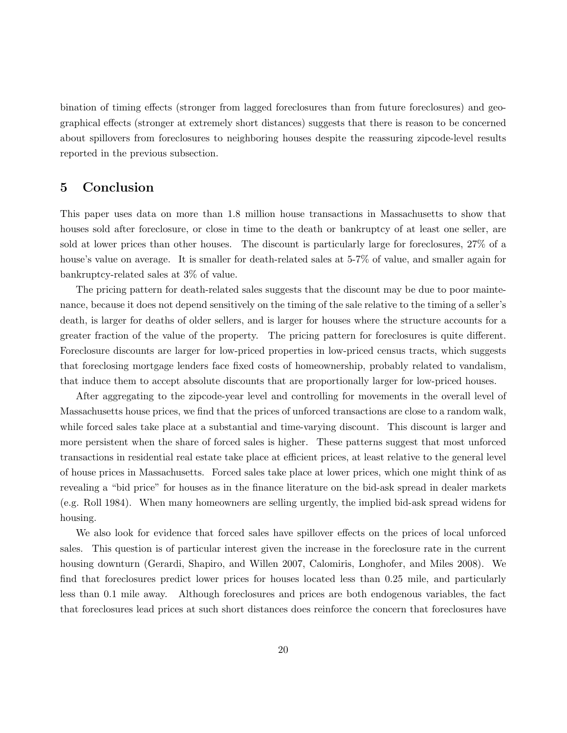bination of timing effects (stronger from lagged foreclosures than from future foreclosures) and geographical effects (stronger at extremely short distances) suggests that there is reason to be concerned about spillovers from foreclosures to neighboring houses despite the reassuring zipcode-level results reported in the previous subsection.

## 5 Conclusion

This paper uses data on more than 1.8 million house transactions in Massachusetts to show that houses sold after foreclosure, or close in time to the death or bankruptcy of at least one seller, are sold at lower prices than other houses. The discount is particularly large for foreclosures, 27% of a house's value on average. It is smaller for death-related sales at 5-7% of value, and smaller again for bankruptcy-related sales at 3% of value.

The pricing pattern for death-related sales suggests that the discount may be due to poor maintenance, because it does not depend sensitively on the timing of the sale relative to the timing of a seller's death, is larger for deaths of older sellers, and is larger for houses where the structure accounts for a greater fraction of the value of the property. The pricing pattern for foreclosures is quite different. Foreclosure discounts are larger for low-priced properties in low-priced census tracts, which suggests that foreclosing mortgage lenders face fixed costs of homeownership, probably related to vandalism, that induce them to accept absolute discounts that are proportionally larger for low-priced houses.

After aggregating to the zipcode-year level and controlling for movements in the overall level of Massachusetts house prices, we find that the prices of unforced transactions are close to a random walk, while forced sales take place at a substantial and time-varying discount. This discount is larger and more persistent when the share of forced sales is higher. These patterns suggest that most unforced transactions in residential real estate take place at efficient prices, at least relative to the general level of house prices in Massachusetts. Forced sales take place at lower prices, which one might think of as revealing a "bid price" for houses as in the finance literature on the bid-ask spread in dealer markets (e.g. Roll 1984). When many homeowners are selling urgently, the implied bid-ask spread widens for housing.

We also look for evidence that forced sales have spillover effects on the prices of local unforced sales. This question is of particular interest given the increase in the foreclosure rate in the current housing downturn (Gerardi, Shapiro, and Willen 2007, Calomiris, Longhofer, and Miles 2008). We find that foreclosures predict lower prices for houses located less than 0.25 mile, and particularly less than 0.1 mile away. Although foreclosures and prices are both endogenous variables, the fact that foreclosures lead prices at such short distances does reinforce the concern that foreclosures have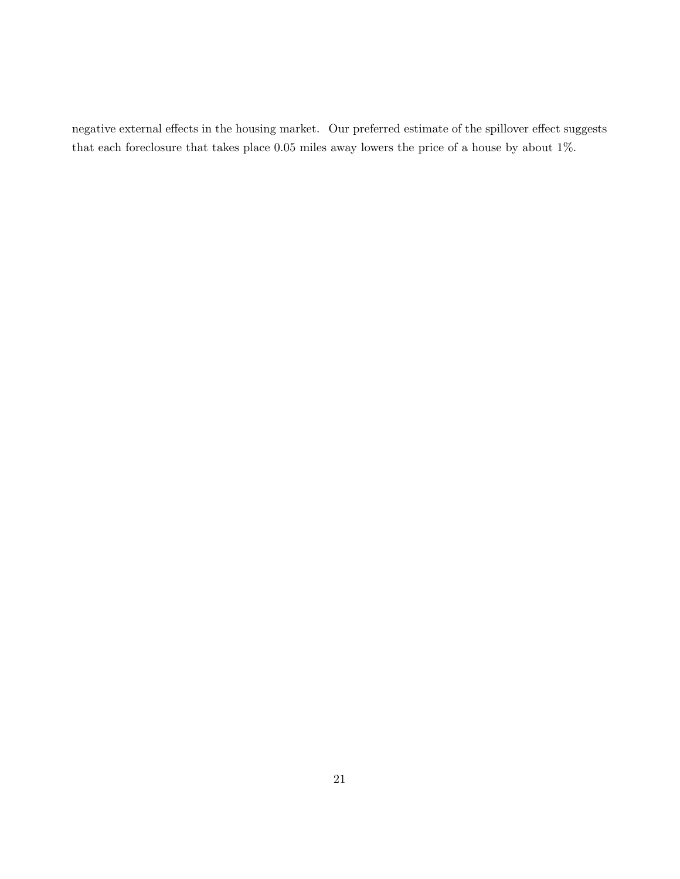negative external effects in the housing market. Our preferred estimate of the spillover effect suggests that each foreclosure that takes place 0.05 miles away lowers the price of a house by about 1%.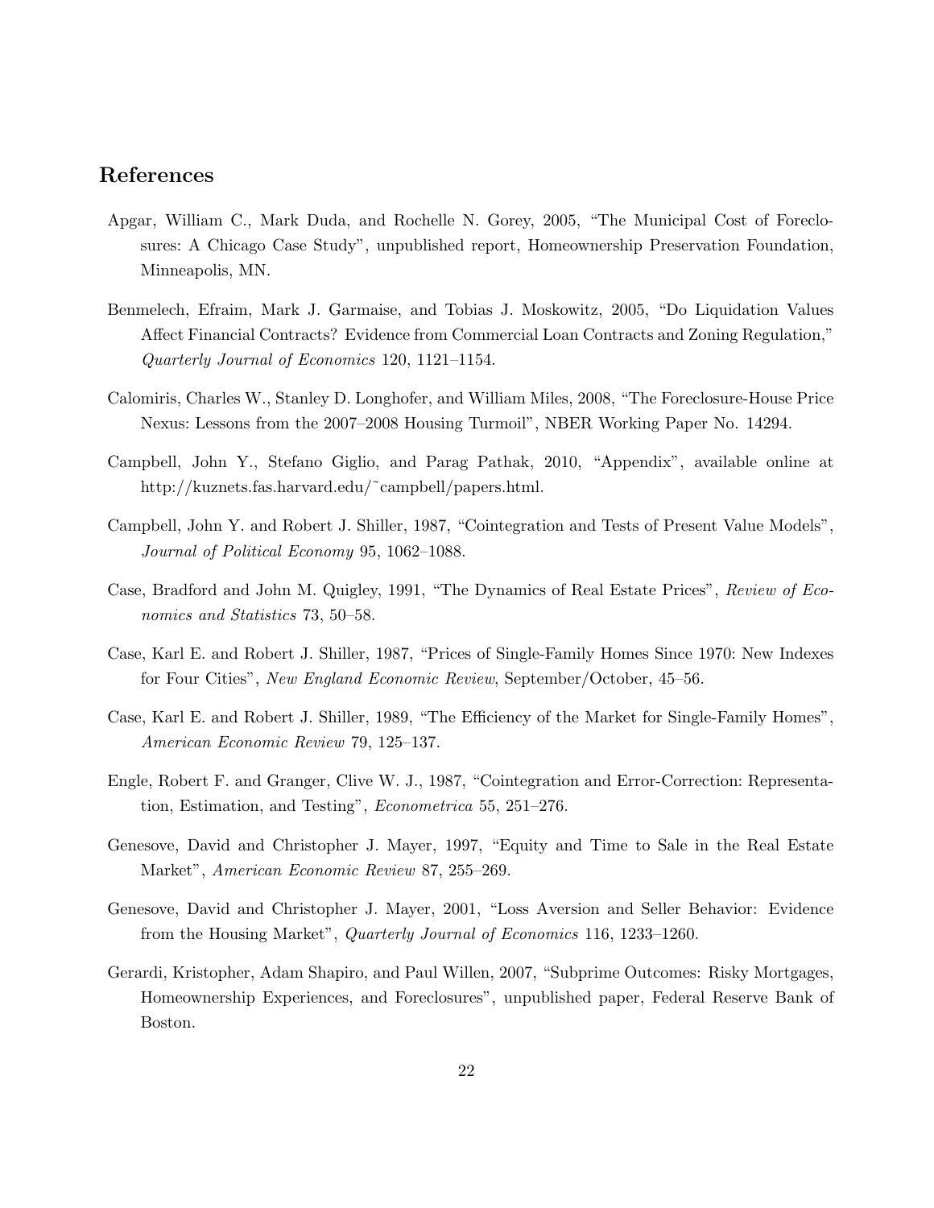## References

Apgar, William C., Mark Duda, and Rochelle N. Gorey, 2005, "The Municipal Cost of Foreclosures: A Chicago Case Study", unpublished report, Homeownership Preservation Foundation, Minneapolis, MN.

Benmelech, Efraim, Mark J. Garmaise, and Tobias J. Moskowitz, 2005, "Do Liquidation Values Affect Financial Contracts? Evidence from Commercial Loan Contracts and Zoning Regulation," *Quarterly Journal of Economics* 120, 1121–1154.

Calomiris, Charles W., Stanley D. Longhofer, and William Miles, 2008, "The Foreclosure-House Price Nexus: Lessons from the 2007–2008 Housing Turmoil", NBER Working Paper No. 14294.

Campbell, John Y., Stefano Giglio, and Parag Pathak, 2010, "Appendix", available online at http://kuznets.fas.harvard.edu/~campbell/papers.html.

Campbell, John Y. and Robert J. Shiller, 1987, "Cointegration and Tests of Present Value Models", *Journal of Political Economy* 95, 1062–1088.

Case, Bradford and John M. Quigley, 1991, "The Dynamics of Real Estate Prices", *Review of Economics and Statistics* 73, 50–58.

Case, Karl E. and Robert J. Shiller, 1987, "Prices of Single-Family Homes Since 1970: New Indexes for Four Cities", *New England Economic Review*, September/October, 45–56.

Case, Karl E. and Robert J. Shiller, 1989, "The Efficiency of the Market for Single-Family Homes", *American Economic Review* 79, 125–137.

Engle, Robert F. and Granger, Clive W. J., 1987, "Cointegration and Error-Correction: Representation, Estimation, and Testing", *Econometrica* 55, 251–276.

Genesove, David and Christopher J. Mayer, 1997, "Equity and Time to Sale in the Real Estate Market", *American Economic Review* 87, 255–269.

Genesove, David and Christopher J. Mayer, 2001, "Loss Aversion and Seller Behavior: Evidence from the Housing Market", *Quarterly Journal of Economics* 116, 1233–1260.

Gerardi, Kristopher, Adam Shapiro, and Paul Willen, 2007, "Subprime Outcomes: Risky Mortgages, Homeownership Experiences, and Foreclosures", unpublished paper, Federal Reserve Bank of Boston.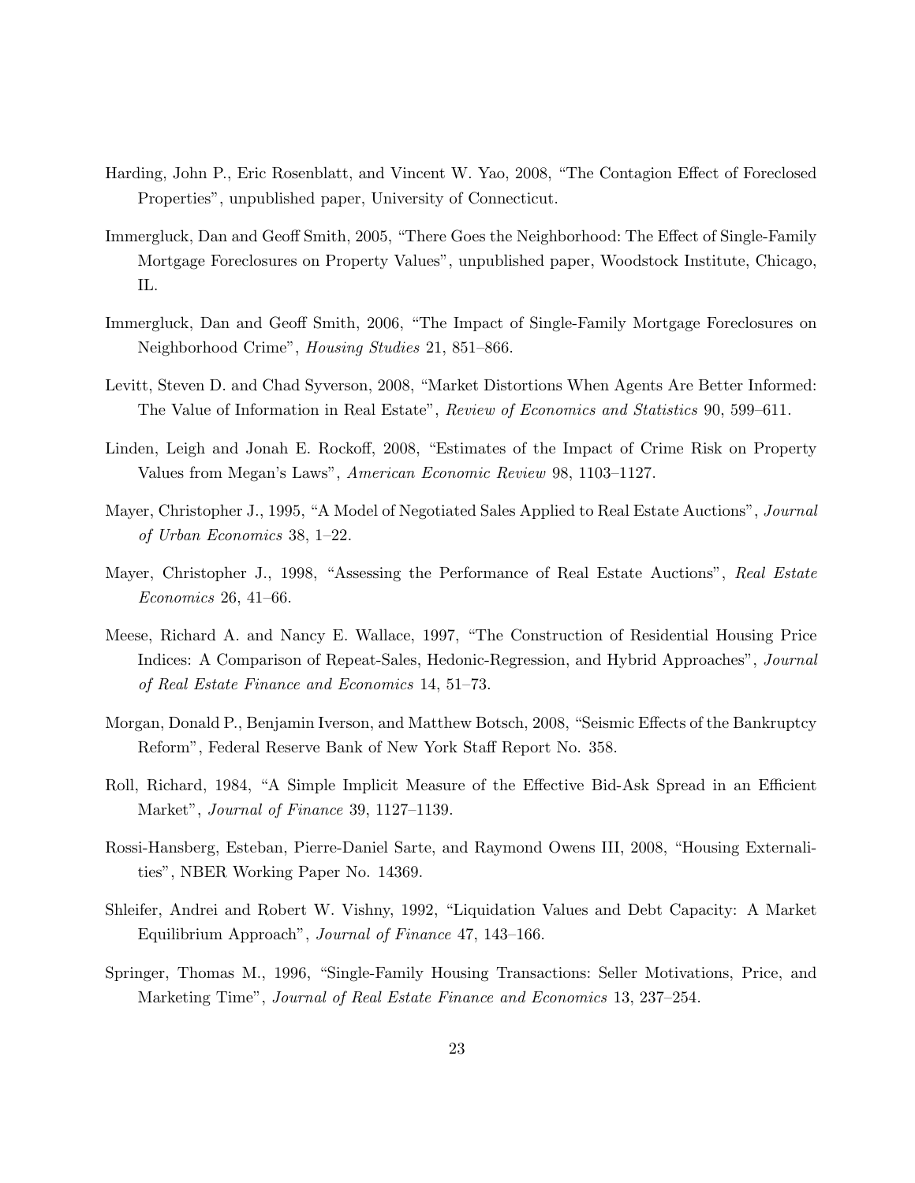Harding, John P., Eric Rosenblatt, and Vincent W. Yao, 2008, "The Contagion Effect of Foreclosed Properties", unpublished paper, University of Connecticut.

Immergluck, Dan and Geoff Smith, 2005, "There Goes the Neighborhood: The Effect of Single-Family Mortgage Foreclosures on Property Values", unpublished paper, Woodstock Institute, Chicago, IL.

Immergluck, Dan and Geoff Smith, 2006, "The Impact of Single-Family Mortgage Foreclosures on Neighborhood Crime", *Housing Studies* 21, 851–866.

Levitt, Steven D. and Chad Syverson, 2008, "Market Distortions When Agents Are Better Informed: The Value of Information in Real Estate", *Review of Economics and Statistics* 90, 599–611.

Linden, Leigh and Jonah E. Rockoff, 2008, "Estimates of the Impact of Crime Risk on Property Values from Megan's Laws", *American Economic Review* 98, 1103–1127.

Mayer, Christopher J., 1995, "A Model of Negotiated Sales Applied to Real Estate Auctions", *Journal of Urban Economics* 38, 1–22.

Mayer, Christopher J., 1998, "Assessing the Performance of Real Estate Auctions", *Real Estate Economics* 26, 41–66.

Meese, Richard A. and Nancy E. Wallace, 1997, "The Construction of Residential Housing Price Indices: A Comparison of Repeat-Sales, Hedonic-Regression, and Hybrid Approaches", *Journal of Real Estate Finance and Economics* 14, 51–73.

Morgan, Donald P., Benjamin Iverson, and Matthew Botsch, 2008, "Seismic Effects of the Bankruptcy Reform", Federal Reserve Bank of New York Staff Report No. 358.

Roll, Richard, 1984, "A Simple Implicit Measure of the Effective Bid-Ask Spread in an Efficient Market", *Journal of Finance* 39, 1127–1139.

Rossi-Hansberg, Esteban, Pierre-Daniel Sarte, and Raymond Owens III, 2008, "Housing Externalities", NBER Working Paper No. 14369.

Shleifer, Andrei and Robert W. Vishny, 1992, "Liquidation Values and Debt Capacity: A Market Equilibrium Approach", *Journal of Finance* 47, 143–166.

Springer, Thomas M., 1996, "Single-Family Housing Transactions: Seller Motivations, Price, and Marketing Time", *Journal of Real Estate Finance and Economics* 13, 237–254.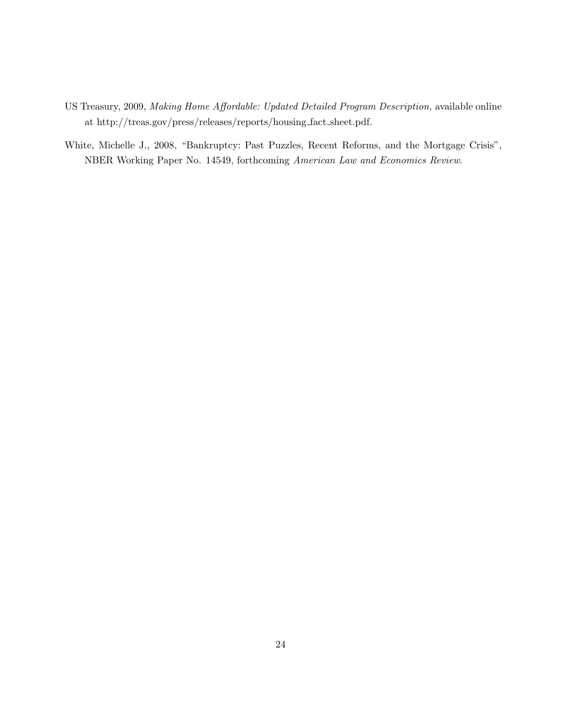US Treasury, 2009, *Making Home Affordable: Updated Detailed Program Description,* available online at http://treas.gov/press/releases/reports/housing_fact_sheet.pdf.

White, Michelle J., 2008, "Bankruptcy: Past Puzzles, Recent Reforms, and the Mortgage Crisis", NBER Working Paper No. 14549, forthcoming *American Law and Economics Review*.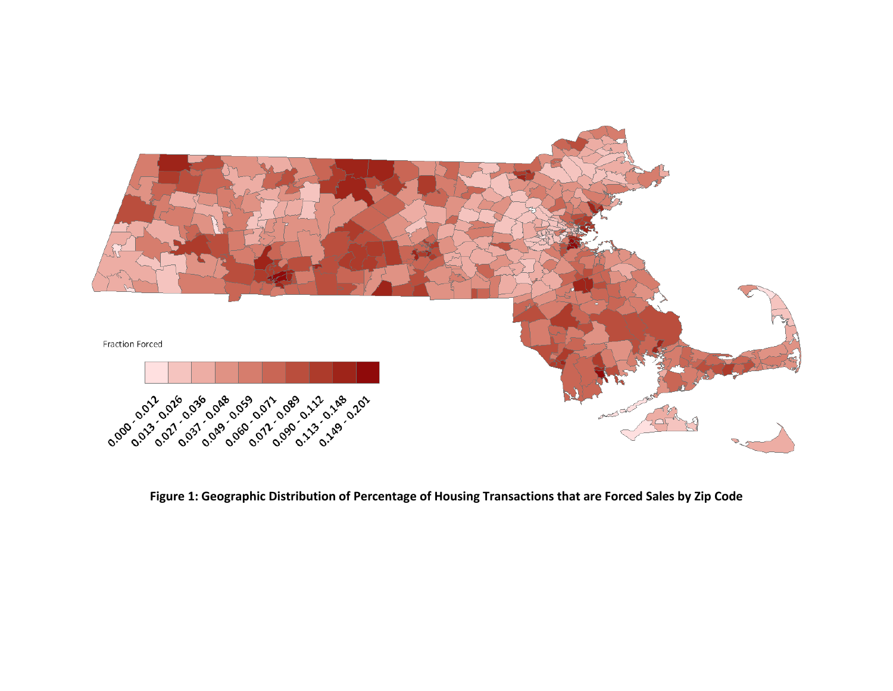Fraction Forced

0.000 - 0.012, 0.013 - 0.026, 0.027 - 0.036, 0.037 - 0.048, 0.049 - 0.059, 0.060 - 0.071, 0.072 - 0.089, 0.090 - 0.112, 0.113 - 0.148, 0.149 - 0.201

**Figure 1: Geographic Distribution of Percentage of Housing Transactions that are Forced Sales by Zip Code**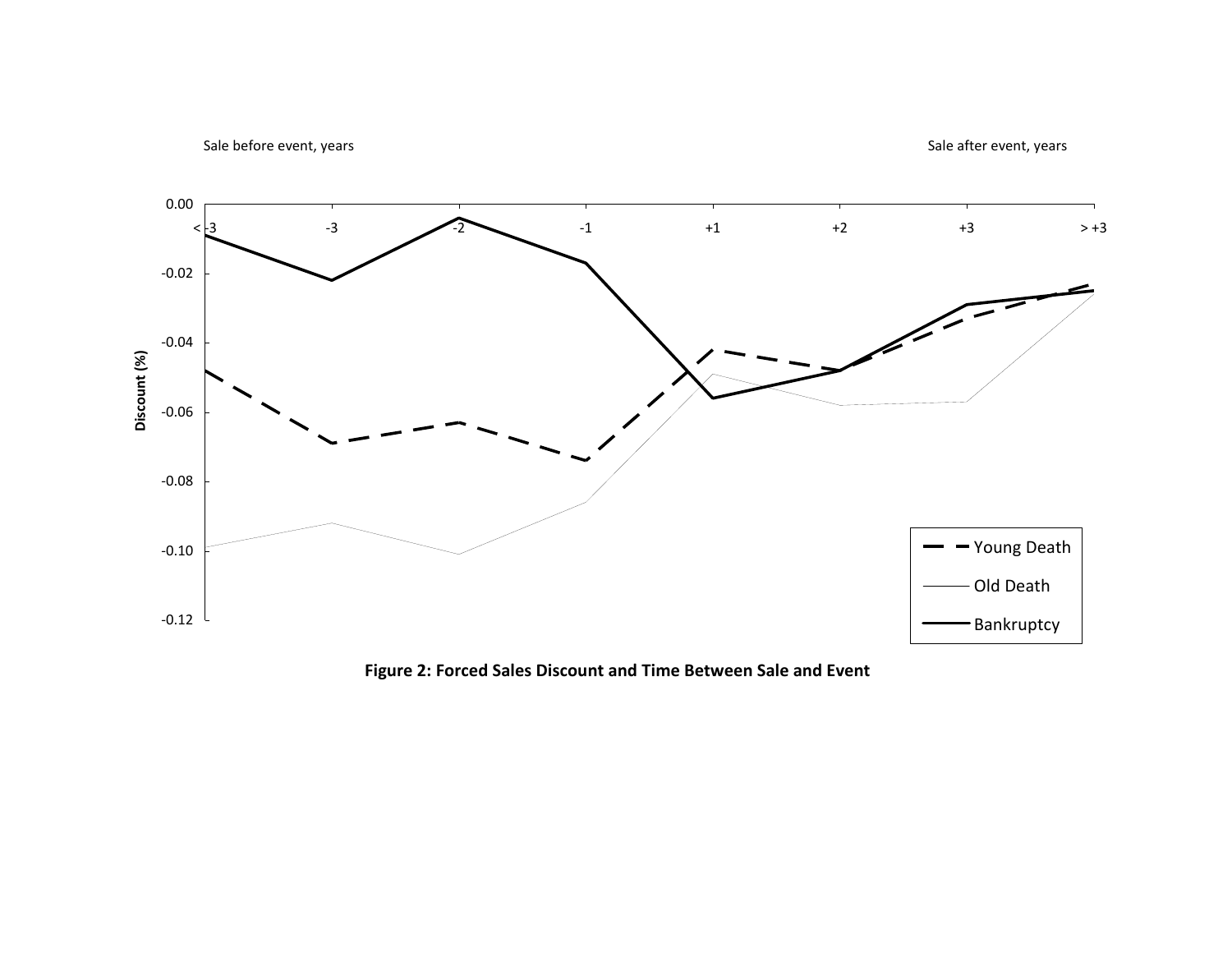Sale before event, years

Sale after event, years

Discount (%)

0.00, -0.02, -0.04, -0.06, -0.08, -0.10, -0.12

< -3, -3, -2, -1, +1, +2, +3, > +3

Young Death

Old Death

Bankruptcy

**Figure 2: Forced Sales Discount and Time Between Sale and Event**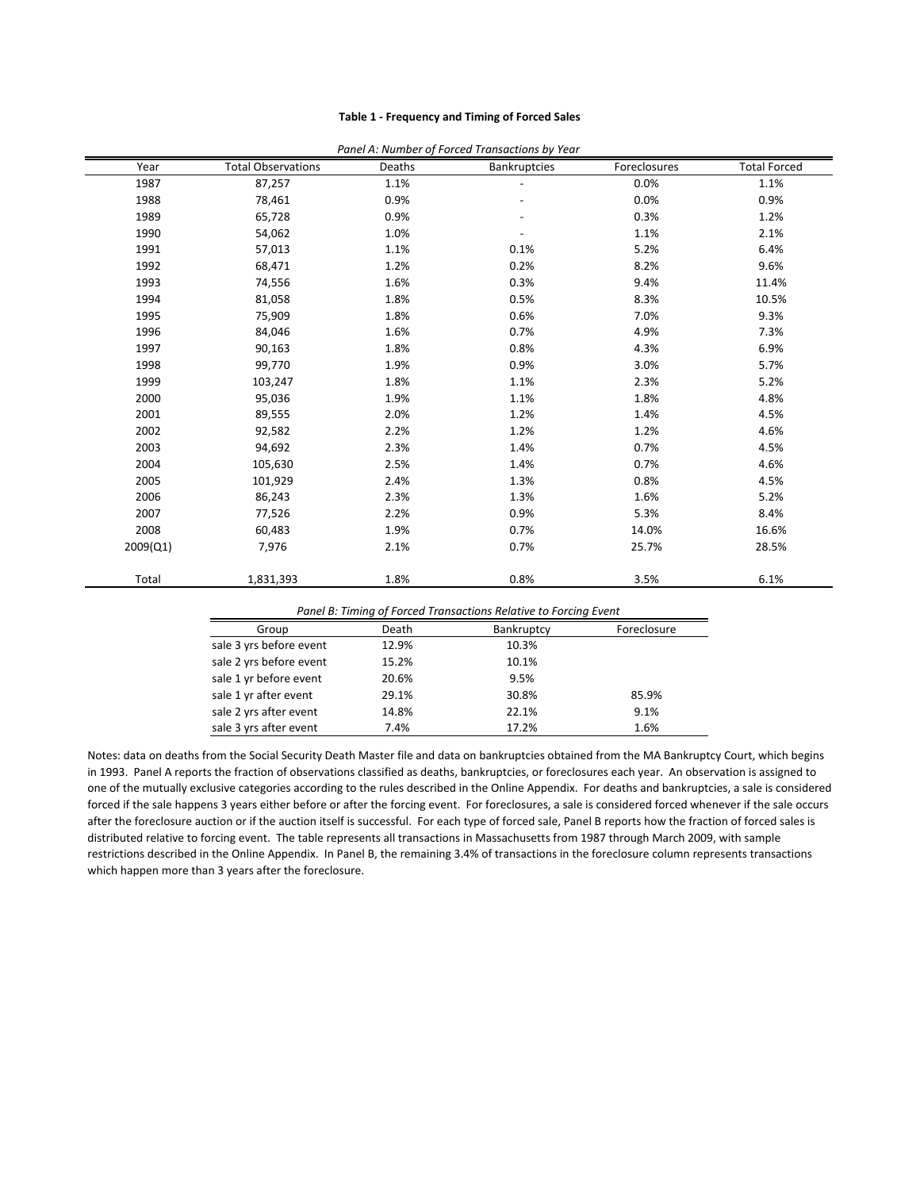**Table 1 - Frequency and Timing of Forced Sales**

*Panel A: Number of Forced Transactions by Year*

| Year | Total Observations | Deaths | Bankruptcies | Foreclosures | Total Forced |
|---|---|---|---|---|---|
| 1987 | 87,257 | 1.1% | - | 0.0% | 1.1% |
| 1988 | 78,461 | 0.9% | - | 0.0% | 0.9% |
| 1989 | 65,728 | 0.9% | - | 0.3% | 1.2% |
| 1990 | 54,062 | 1.0% | - | 1.1% | 2.1% |
| 1991 | 57,013 | 1.1% | 0.1% | 5.2% | 6.4% |
| 1992 | 68,471 | 1.2% | 0.2% | 8.2% | 9.6% |
| 1993 | 74,556 | 1.6% | 0.3% | 9.4% | 11.4% |
| 1994 | 81,058 | 1.8% | 0.5% | 8.3% | 10.5% |
| 1995 | 75,909 | 1.8% | 0.6% | 7.0% | 9.3% |
| 1996 | 84,046 | 1.6% | 0.7% | 4.9% | 7.3% |
| 1997 | 90,163 | 1.8% | 0.8% | 4.3% | 6.9% |
| 1998 | 99,770 | 1.9% | 0.9% | 3.0% | 5.7% |
| 1999 | 103,247 | 1.8% | 1.1% | 2.3% | 5.2% |
| 2000 | 95,036 | 1.9% | 1.1% | 1.8% | 4.8% |
| 2001 | 89,555 | 2.0% | 1.2% | 1.4% | 4.5% |
| 2002 | 92,582 | 2.2% | 1.2% | 1.2% | 4.6% |
| 2003 | 94,692 | 2.3% | 1.4% | 0.7% | 4.5% |
| 2004 | 105,630 | 2.5% | 1.4% | 0.7% | 4.6% |
| 2005 | 101,929 | 2.4% | 1.3% | 0.8% | 4.5% |
| 2006 | 86,243 | 2.3% | 1.3% | 1.6% | 5.2% |
| 2007 | 77,526 | 2.2% | 0.9% | 5.3% | 8.4% |
| 2008 | 60,483 | 1.9% | 0.7% | 14.0% | 16.6% |
| 2009(Q1) | 7,976 | 2.1% | 0.7% | 25.7% | 28.5% |
| Total | 1,831,393 | 1.8% | 0.8% | 3.5% | 6.1% |

*Panel B: Timing of Forced Transactions Relative to Forcing Event*

| Group | Death | Bankruptcy | Foreclosure |
|---|---|---|---|
| sale 3 yrs before event | 12.9% | 10.3% | |
| sale 2 yrs before event | 15.2% | 10.1% | |
| sale 1 yr before event | 20.6% | 9.5% | |
| sale 1 yr after event | 29.1% | 30.8% | 85.9% |
| sale 2 yrs after event | 14.8% | 22.1% | 9.1% |
| sale 3 yrs after event | 7.4% | 17.2% | 1.6% |

Notes: data on deaths from the Social Security Death Master file and data on bankruptcies obtained from the MA Bankruptcy Court, which begins in 1993. Panel A reports the fraction of observations classified as deaths, bankruptcies, or foreclosures each year. An observation is assigned to one of the mutually exclusive categories according to the rules described in the Online Appendix. For deaths and bankruptcies, a sale is considered forced if the sale happens 3 years either before or after the forcing event. For foreclosures, a sale is considered forced whenever if the sale occurs after the foreclosure auction or if the auction itself is successful. For each type of forced sale, Panel B reports how the fraction of forced sales is distributed relative to forcing event. The table represents all transactions in Massachusetts from 1987 through March 2009, with sample restrictions described in the Online Appendix. In Panel B, the remaining 3.4% of transactions in the foreclosure column represents transactions which happen more than 3 years after the foreclosure.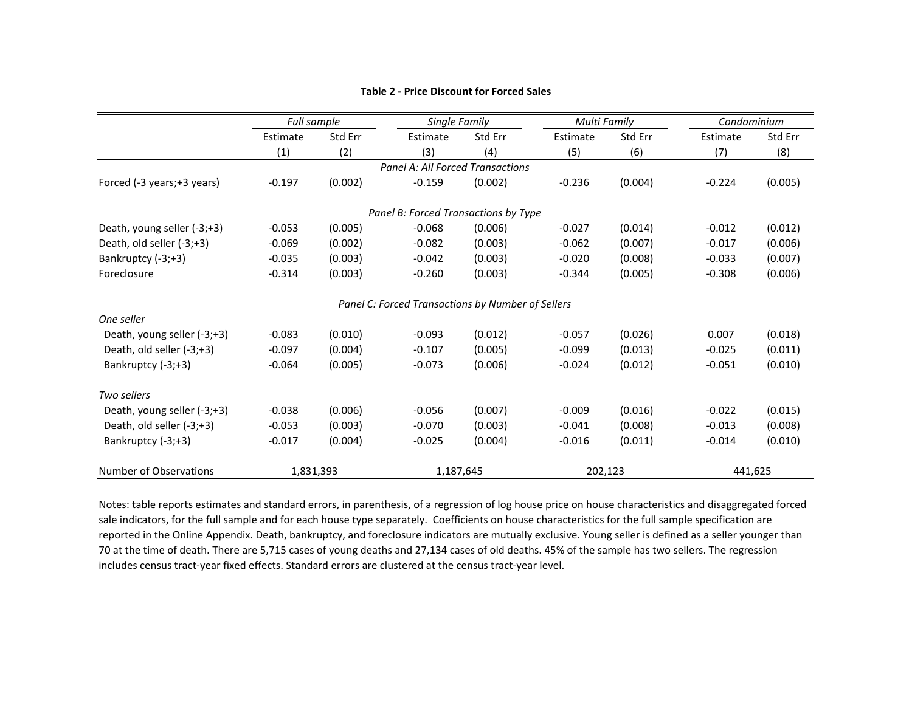**Table 2 - Price Discount for Forced Sales**

| | *Full sample* | | *Single Family* | | *Multi Family* | | *Condominium* | |
|---|---|---|---|---|---|---|---|---|
| | Estimate | Std Err | Estimate | Std Err | Estimate | Std Err | Estimate | Std Err |
| | (1) | (2) | (3) | (4) | (5) | (6) | (7) | (8) |
| *Panel A: All Forced Transactions* | | | | | | | | |
| Forced (-3 years;+3 years) | -0.197 | (0.002) | -0.159 | (0.002) | -0.236 | (0.004) | -0.224 | (0.005) |
| *Panel B: Forced Transactions by Type* | | | | | | | | |
| Death, young seller (-3;+3) | -0.053 | (0.005) | -0.068 | (0.006) | -0.027 | (0.014) | -0.012 | (0.012) |
| Death, old seller (-3;+3) | -0.069 | (0.002) | -0.082 | (0.003) | -0.062 | (0.007) | -0.017 | (0.006) |
| Bankruptcy (-3;+3) | -0.035 | (0.003) | -0.042 | (0.003) | -0.020 | (0.008) | -0.033 | (0.007) |
| Foreclosure | -0.314 | (0.003) | -0.260 | (0.003) | -0.344 | (0.005) | -0.308 | (0.006) |
| *Panel C: Forced Transactions by Number of Sellers* | | | | | | | | |
| *One seller* | | | | | | | | |
| Death, young seller (-3;+3) | -0.083 | (0.010) | -0.093 | (0.012) | -0.057 | (0.026) | 0.007 | (0.018) |
| Death, old seller (-3;+3) | -0.097 | (0.004) | -0.107 | (0.005) | -0.099 | (0.013) | -0.025 | (0.011) |
| Bankruptcy (-3;+3) | -0.064 | (0.005) | -0.073 | (0.006) | -0.024 | (0.012) | -0.051 | (0.010) |
| *Two sellers* | | | | | | | | |
| Death, young seller (-3;+3) | -0.038 | (0.006) | -0.056 | (0.007) | -0.009 | (0.016) | -0.022 | (0.015) |
| Death, old seller (-3;+3) | -0.053 | (0.003) | -0.070 | (0.003) | -0.041 | (0.008) | -0.013 | (0.008) |
| Bankruptcy (-3;+3) | -0.017 | (0.004) | -0.025 | (0.004) | -0.016 | (0.011) | -0.014 | (0.010) |
| Number of Observations | 1,831,393 | | 1,187,645 | | 202,123 | | 441,625 | |

Notes: table reports estimates and standard errors, in parenthesis, of a regression of log house price on house characteristics and disaggregated forced sale indicators, for the full sample and for each house type separately. Coefficients on house characteristics for the full sample specification are reported in the Online Appendix. Death, bankruptcy, and foreclosure indicators are mutually exclusive. Young seller is defined as a seller younger than 70 at the time of death. There are 5,715 cases of young deaths and 27,134 cases of old deaths. 45% of the sample has two sellers. The regression includes census tract-year fixed effects. Standard errors are clustered at the census tract-year level.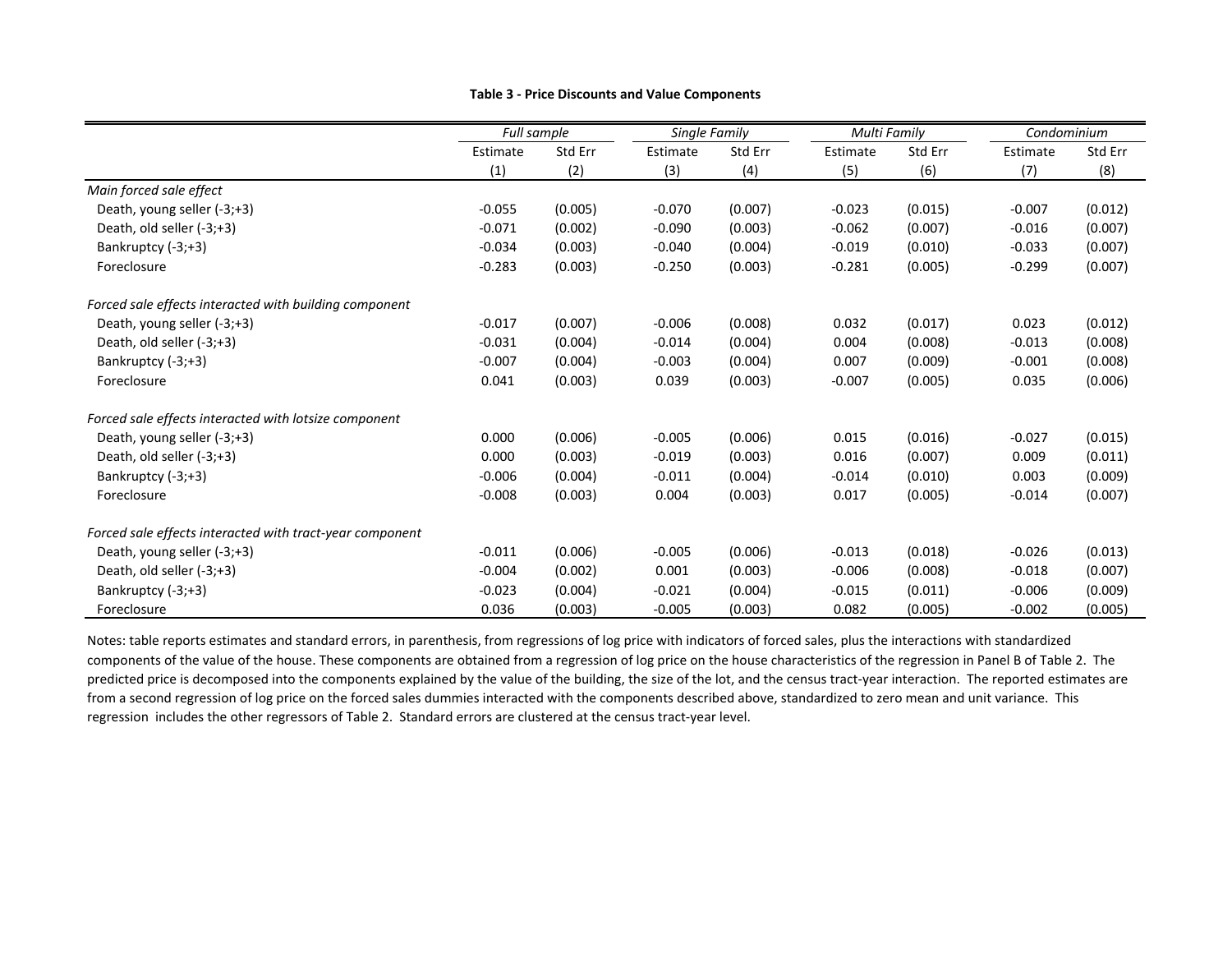**Table 3 - Price Discounts and Value Components**

| | *Full sample* | | *Single Family* | | *Multi Family* | | *Condominium* | |
|---|---|---|---|---|---|---|---|---|
| | Estimate | Std Err | Estimate | Std Err | Estimate | Std Err | Estimate | Std Err |
| | (1) | (2) | (3) | (4) | (5) | (6) | (7) | (8) |
| *Main forced sale effect* | | | | | | | | |
| Death, young seller (-3;+3) | -0.055 | (0.005) | -0.070 | (0.007) | -0.023 | (0.015) | -0.007 | (0.012) |
| Death, old seller (-3;+3) | -0.071 | (0.002) | -0.090 | (0.003) | -0.062 | (0.007) | -0.016 | (0.007) |
| Bankruptcy (-3;+3) | -0.034 | (0.003) | -0.040 | (0.004) | -0.019 | (0.010) | -0.033 | (0.007) |
| Foreclosure | -0.283 | (0.003) | -0.250 | (0.003) | -0.281 | (0.005) | -0.299 | (0.007) |
| *Forced sale effects interacted with building component* | | | | | | | | |
| Death, young seller (-3;+3) | -0.017 | (0.007) | -0.006 | (0.008) | 0.032 | (0.017) | 0.023 | (0.012) |
| Death, old seller (-3;+3) | -0.031 | (0.004) | -0.014 | (0.004) | 0.004 | (0.008) | -0.013 | (0.008) |
| Bankruptcy (-3;+3) | -0.007 | (0.004) | -0.003 | (0.004) | 0.007 | (0.009) | -0.001 | (0.008) |
| Foreclosure | 0.041 | (0.003) | 0.039 | (0.003) | -0.007 | (0.005) | 0.035 | (0.006) |
| *Forced sale effects interacted with lotsize component* | | | | | | | | |
| Death, young seller (-3;+3) | 0.000 | (0.006) | -0.005 | (0.006) | 0.015 | (0.016) | -0.027 | (0.015) |
| Death, old seller (-3;+3) | 0.000 | (0.003) | -0.019 | (0.003) | 0.016 | (0.007) | 0.009 | (0.011) |
| Bankruptcy (-3;+3) | -0.006 | (0.004) | -0.011 | (0.004) | -0.014 | (0.010) | 0.003 | (0.009) |
| Foreclosure | -0.008 | (0.003) | 0.004 | (0.003) | 0.017 | (0.005) | -0.014 | (0.007) |
| *Forced sale effects interacted with tract-year component* | | | | | | | | |
| Death, young seller (-3;+3) | -0.011 | (0.006) | -0.005 | (0.006) | -0.013 | (0.018) | -0.026 | (0.013) |
| Death, old seller (-3;+3) | -0.004 | (0.002) | 0.001 | (0.003) | -0.006 | (0.008) | -0.018 | (0.007) |
| Bankruptcy (-3;+3) | -0.023 | (0.004) | -0.021 | (0.004) | -0.015 | (0.011) | -0.006 | (0.009) |
| Foreclosure | 0.036 | (0.003) | -0.005 | (0.003) | 0.082 | (0.005) | -0.002 | (0.005) |

Notes: table reports estimates and standard errors, in parenthesis, from regressions of log price with indicators of forced sales, plus the interactions with standardized components of the value of the house. These components are obtained from a regression of log price on the house characteristics of the regression in Panel B of Table 2. The predicted price is decomposed into the components explained by the value of the building, the size of the lot, and the census tract-year interaction. The reported estimates are from a second regression of log price on the forced sales dummies interacted with the components described above, standardized to zero mean and unit variance. This regression includes the other regressors of Table 2. Standard errors are clustered at the census tract-year level.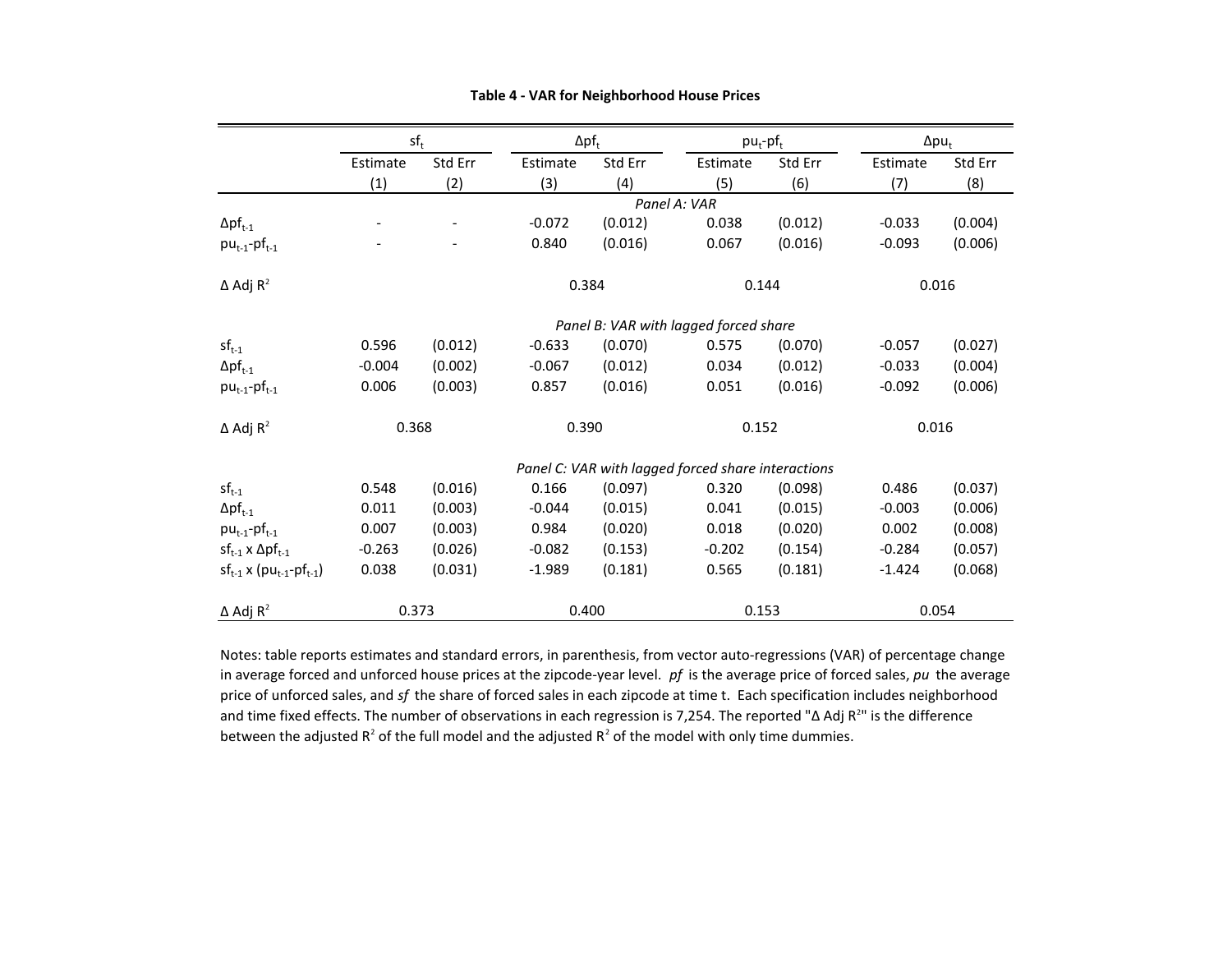**Table 4 - VAR for Neighborhood House Prices**

| | $sf_t$ | | $\Delta pf_t$ | | $pu_t$-$pf_t$ | | $\Delta pu_t$ | |
|---|---|---|---|---|---|---|---|---|
| | Estimate | Std Err | Estimate | Std Err | Estimate | Std Err | Estimate | Std Err |
| | (1) | (2) | (3) | (4) | (5) | (6) | (7) | (8) |
| | | | | *Panel A: VAR* | | | | |
| $\Delta pf_{t-1}$ | - | - | -0.072 | (0.012) | 0.038 | (0.012) | -0.033 | (0.004) |
| $pu_{t-1}$-$pf_{t-1}$ | - | - | 0.840 | (0.016) | 0.067 | (0.016) | -0.093 | (0.006) |
| $\Delta$ Adj $R^2$ | | | 0.384 | | 0.144 | | 0.016 | |
| | | | | *Panel B: VAR with lagged forced share* | | | | |
| $sf_{t-1}$ | 0.596 | (0.012) | -0.633 | (0.070) | 0.575 | (0.070) | -0.057 | (0.027) |
| $\Delta pf_{t-1}$ | -0.004 | (0.002) | -0.067 | (0.012) | 0.034 | (0.012) | -0.033 | (0.004) |
| $pu_{t-1}$-$pf_{t-1}$ | 0.006 | (0.003) | 0.857 | (0.016) | 0.051 | (0.016) | -0.092 | (0.006) |
| $\Delta$ Adj $R^2$ | 0.368 | | 0.390 | | 0.152 | | 0.016 | |
| | | | | *Panel C: VAR with lagged forced share interactions* | | | | |
| $sf_{t-1}$ | 0.548 | (0.016) | 0.166 | (0.097) | 0.320 | (0.098) | 0.486 | (0.037) |
| $\Delta pf_{t-1}$ | 0.011 | (0.003) | -0.044 | (0.015) | 0.041 | (0.015) | -0.003 | (0.006) |
| $pu_{t-1}$-$pf_{t-1}$ | 0.007 | (0.003) | 0.984 | (0.020) | 0.018 | (0.020) | 0.002 | (0.008) |
| $sf_{t-1}$ x $\Delta pf_{t-1}$ | -0.263 | (0.026) | -0.082 | (0.153) | -0.202 | (0.154) | -0.284 | (0.057) |
| $sf_{t-1}$ x ($pu_{t-1}$-$pf_{t-1}$) | 0.038 | (0.031) | -1.989 | (0.181) | 0.565 | (0.181) | -1.424 | (0.068) |
| $\Delta$ Adj $R^2$ | 0.373 | | 0.400 | | 0.153 | | 0.054 | |

Notes: table reports estimates and standard errors, in parenthesis, from vector auto-regressions (VAR) of percentage change in average forced and unforced house prices at the zipcode-year level. *pf* is the average price of forced sales, *pu* the average price of unforced sales, and *sf* the share of forced sales in each zipcode at time t. Each specification includes neighborhood and time fixed effects. The number of observations in each regression is 7,254. The reported "$\Delta$ Adj $R^2$" is the difference between the adjusted $R^2$ of the full model and the adjusted $R^2$ of the model with only time dummies.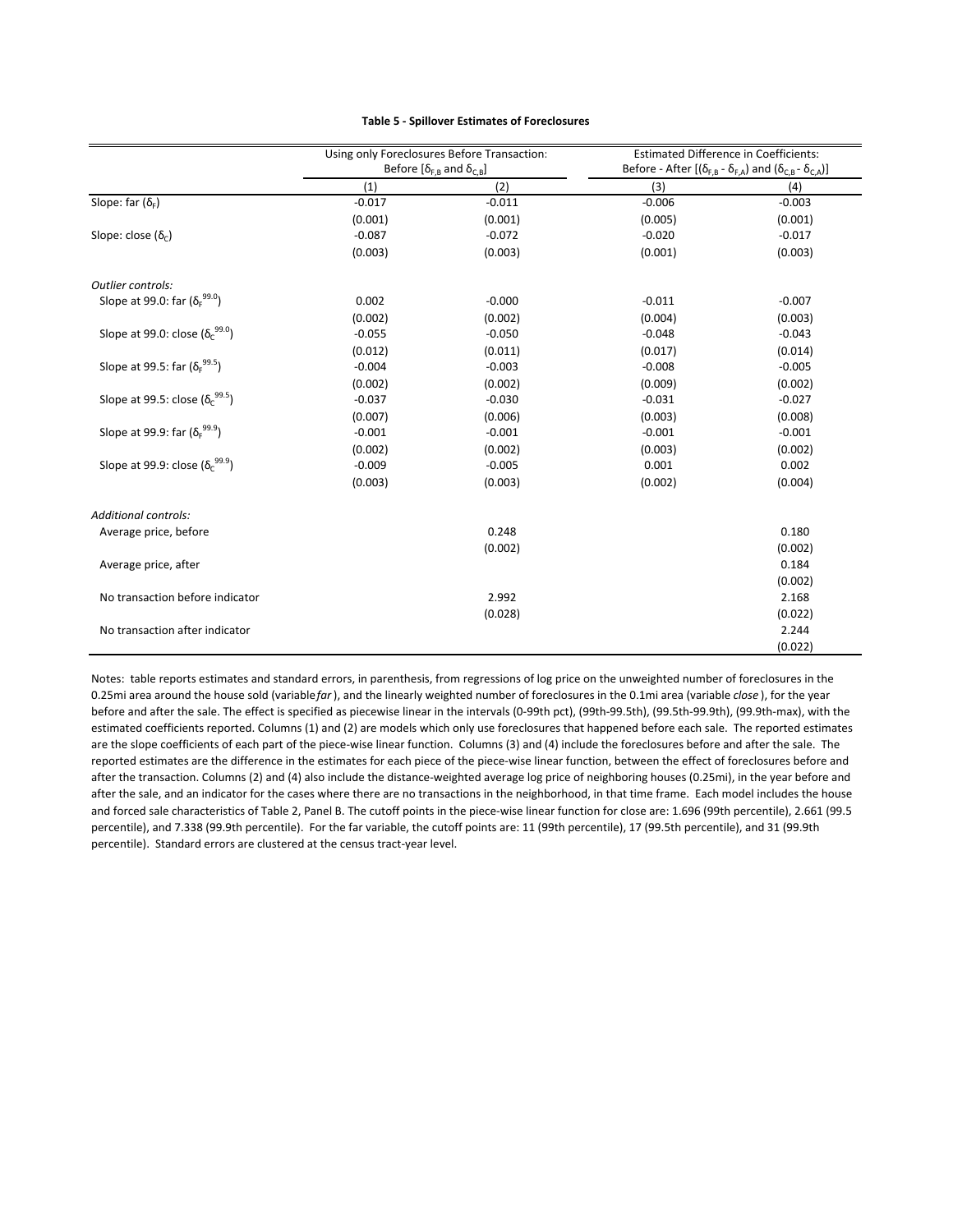**Table 5 - Spillover Estimates of Foreclosures**

| | Using only Foreclosures Before Transaction: Before [$\delta_{F,B}$ and $\delta_{C,B}$] | | Estimated Difference in Coefficients: Before - After [($\delta_{F,B}$ - $\delta_{F,A}$) and ($\delta_{C,B}$ - $\delta_{C,A}$)] | |
|---|---|---|---|---|
| | (1) | (2) | (3) | (4) |
| Slope: far ($\delta_F$) | -0.017 | -0.011 | -0.006 | -0.003 |
| | (0.001) | (0.001) | (0.005) | (0.001) |
| Slope: close ($\delta_C$) | -0.087 | -0.072 | -0.020 | -0.017 |
| | (0.003) | (0.003) | (0.001) | (0.003) |
| *Outlier controls:* | | | | |
| Slope at 99.0: far ($\delta_F^{99.0}$) | 0.002 | -0.000 | -0.011 | -0.007 |
| | (0.002) | (0.002) | (0.004) | (0.003) |
| Slope at 99.0: close ($\delta_C^{99.0}$) | -0.055 | -0.050 | -0.048 | -0.043 |
| | (0.012) | (0.011) | (0.017) | (0.014) |
| Slope at 99.5: far ($\delta_F^{99.5}$) | -0.004 | -0.003 | -0.008 | -0.005 |
| | (0.002) | (0.002) | (0.009) | (0.002) |
| Slope at 99.5: close ($\delta_C^{99.5}$) | -0.037 | -0.030 | -0.031 | -0.027 |
| | (0.007) | (0.006) | (0.003) | (0.008) |
| Slope at 99.9: far ($\delta_F^{99.9}$) | -0.001 | -0.001 | -0.001 | -0.001 |
| | (0.002) | (0.002) | (0.003) | (0.002) |
| Slope at 99.9: close ($\delta_C^{99.9}$) | -0.009 | -0.005 | 0.001 | 0.002 |
| | (0.003) | (0.003) | (0.002) | (0.004) |
| *Additional controls:* | | | | |
| Average price, before | | 0.248 | | 0.180 |
| | | (0.002) | | (0.002) |
| Average price, after | | | | 0.184 |
| | | | | (0.002) |
| No transaction before indicator | | 2.992 | | 2.168 |
| | | (0.028) | | (0.022) |
| No transaction after indicator | | | | 2.244 |
| | | | | (0.022) |

Notes: table reports estimates and standard errors, in parenthesis, from regressions of log price on the unweighted number of foreclosures in the 0.25mi area around the house sold (variable *far*), and the linearly weighted number of foreclosures in the 0.1mi area (variable *close*), for the year before and after the sale. The effect is specified as piecewise linear in the intervals (0-99th pct), (99th-99.5th), (99.5th-99.9th), (99.9th-max), with the estimated coefficients reported. Columns (1) and (2) are models which only use foreclosures that happened before each sale. The reported estimates are the slope coefficients of each part of the piece-wise linear function. Columns (3) and (4) include the foreclosures before and after the sale. The reported estimates are the difference in the estimates for each piece of the piece-wise linear function, between the effect of foreclosures before and after the transaction. Columns (2) and (4) also include the distance-weighted average log price of neighboring houses (0.25mi), in the year before and after the sale, and an indicator for the cases where there are no transactions in the neighborhood, in that time frame. Each model includes the house and forced sale characteristics of Table 2, Panel B. The cutoff points in the piece-wise linear function for close are: 1.696 (99th percentile), 2.661 (99.5 percentile), and 7.338 (99.9th percentile). For the far variable, the cutoff points are: 11 (99th percentile), 17 (99.5th percentile), and 31 (99.9th percentile). Standard errors are clustered at the census tract-year level.